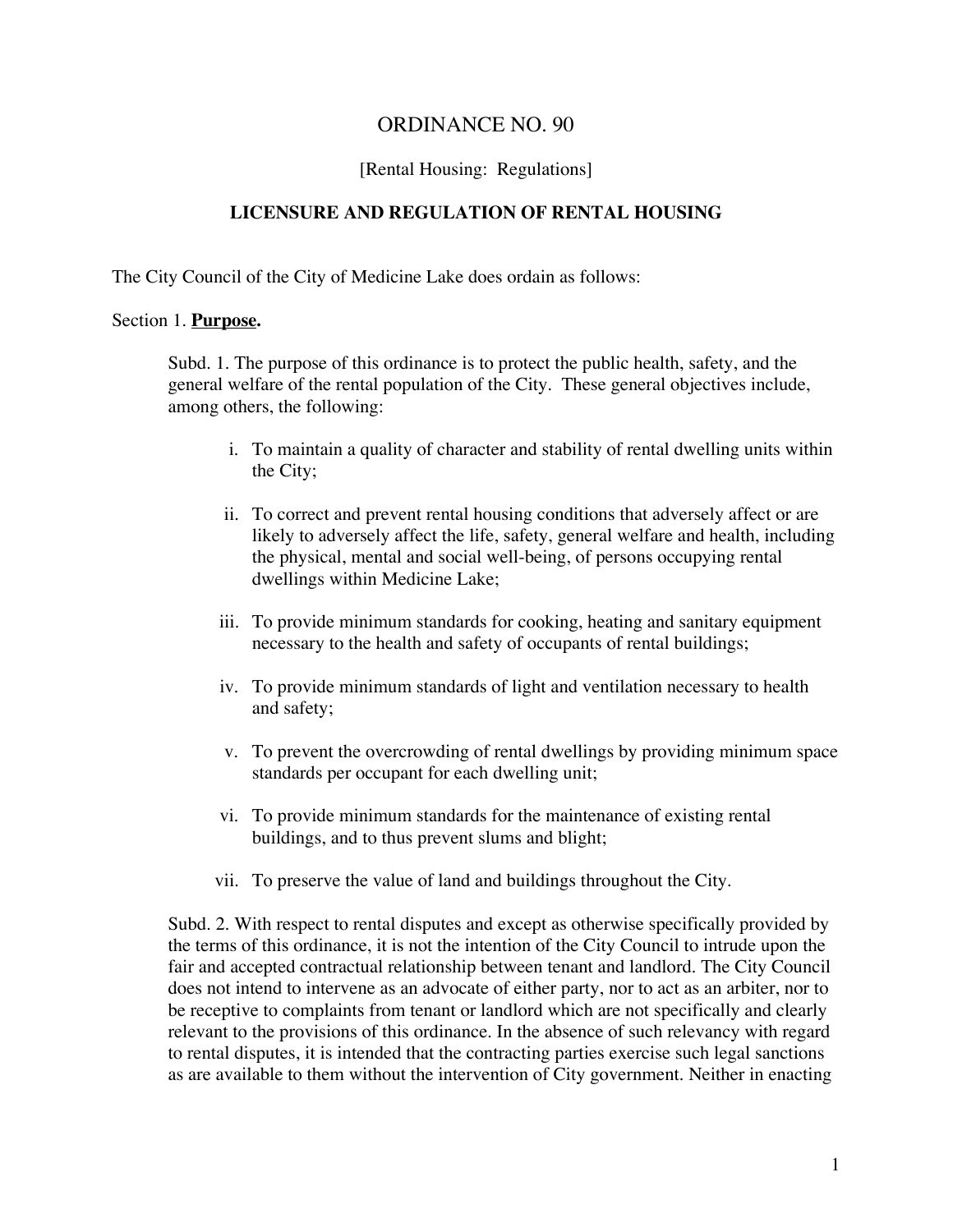# ORDINANCE NO. 90

[Rental Housing: Regulations]

## LICENSURE AND REGULATION OF RENTAL HOUSING

The City Council of the City of Medicine Lake does ordain as follows:

Section 1. **Purpose.**

Subd. 1. The purpose of this ordinance is to protect the public health, safety, and the general welfare of the rental population of the City. These general objectives include, among others, the following:

i. To maintain a quality of character and stability of rental dwelling units within the City;

ii. To correct and prevent rental housing conditions that adversely affect or are likely to adversely affect the life, safety, general welfare and health, including the physical, mental and social well-being, of persons occupying rental dwellings within Medicine Lake;

iii. To provide minimum standards for cooking, heating and sanitary equipment necessary to the health and safety of occupants of rental buildings;

iv. To provide minimum standards of light and ventilation necessary to health and safety;

v. To prevent the overcrowding of rental dwellings by providing minimum space standards per occupant for each dwelling unit;

vi. To provide minimum standards for the maintenance of existing rental buildings, and to thus prevent slums and blight;

vii. To preserve the value of land and buildings throughout the City.

Subd. 2. With respect to rental disputes and except as otherwise specifically provided by the terms of this ordinance, it is not the intention of the City Council to intrude upon the fair and accepted contractual relationship between tenant and landlord. The City Council does not intend to intervene as an advocate of either party, nor to act as an arbiter, nor to be receptive to complaints from tenant or landlord which are not specifically and clearly relevant to the provisions of this ordinance. In the absence of such relevancy with regard to rental disputes, it is intended that the contracting parties exercise such legal sanctions as are available to them without the intervention of City government. Neither in enacting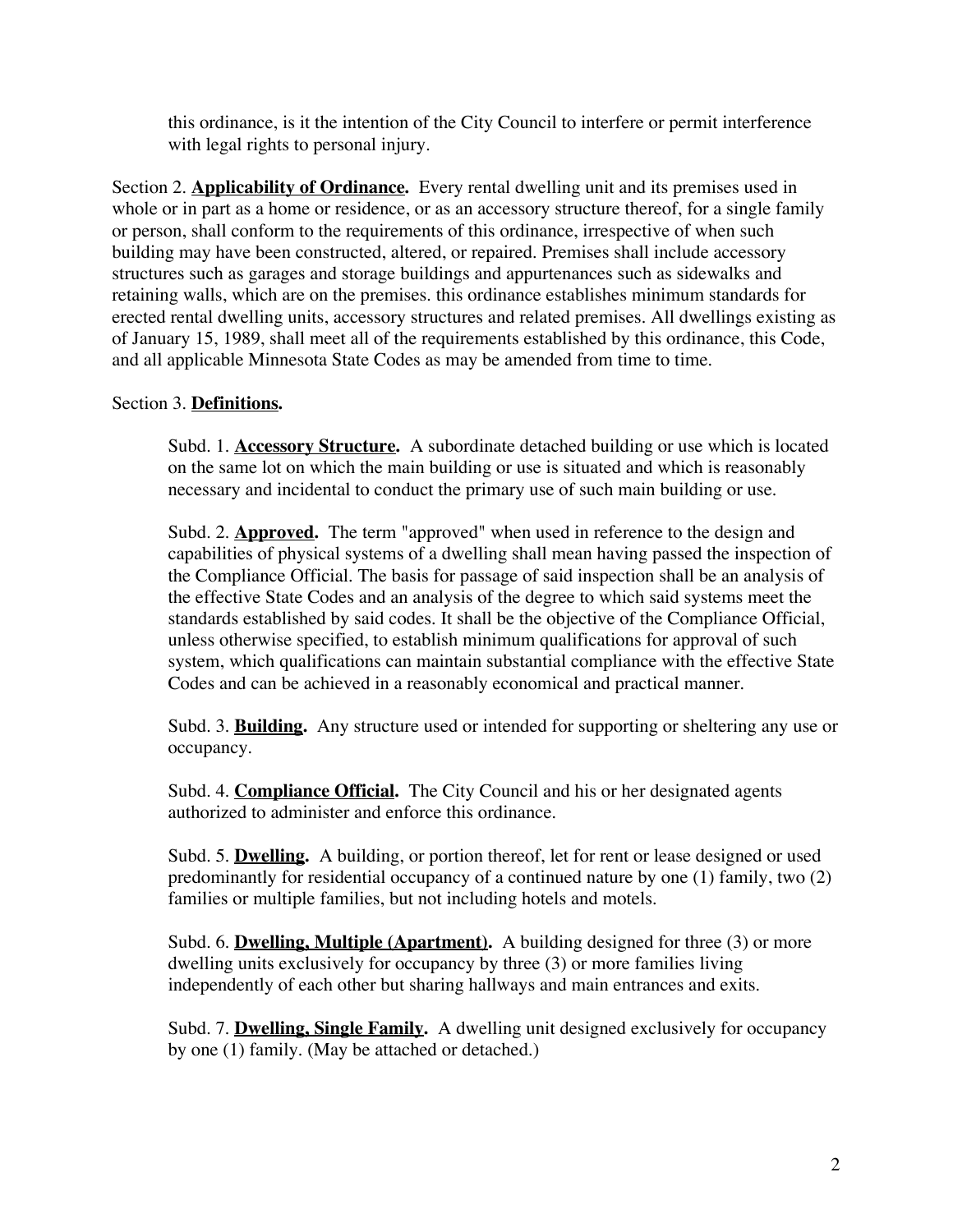this ordinance, is it the intention of the City Council to interfere or permit interference with legal rights to personal injury.

Section 2. **Applicability of Ordinance.** Every rental dwelling unit and its premises used in whole or in part as a home or residence, or as an accessory structure thereof, for a single family or person, shall conform to the requirements of this ordinance, irrespective of when such building may have been constructed, altered, or repaired. Premises shall include accessory structures such as garages and storage buildings and appurtenances such as sidewalks and retaining walls, which are on the premises. this ordinance establishes minimum standards for erected rental dwelling units, accessory structures and related premises. All dwellings existing as of January 15, 1989, shall meet all of the requirements established by this ordinance, this Code, and all applicable Minnesota State Codes as may be amended from time to time.

Section 3. **Definitions.**

Subd. 1. **Accessory Structure.** A subordinate detached building or use which is located on the same lot on which the main building or use is situated and which is reasonably necessary and incidental to conduct the primary use of such main building or use.

Subd. 2. **Approved.** The term "approved" when used in reference to the design and capabilities of physical systems of a dwelling shall mean having passed the inspection of the Compliance Official. The basis for passage of said inspection shall be an analysis of the effective State Codes and an analysis of the degree to which said systems meet the standards established by said codes. It shall be the objective of the Compliance Official, unless otherwise specified, to establish minimum qualifications for approval of such system, which qualifications can maintain substantial compliance with the effective State Codes and can be achieved in a reasonably economical and practical manner.

Subd. 3. **Building.** Any structure used or intended for supporting or sheltering any use or occupancy.

Subd. 4. **Compliance Official.** The City Council and his or her designated agents authorized to administer and enforce this ordinance.

Subd. 5. **Dwelling.** A building, or portion thereof, let for rent or lease designed or used predominantly for residential occupancy of a continued nature by one (1) family, two (2) families or multiple families, but not including hotels and motels.

Subd. 6. **Dwelling, Multiple (Apartment).** A building designed for three (3) or more dwelling units exclusively for occupancy by three (3) or more families living independently of each other but sharing hallways and main entrances and exits.

Subd. 7. **Dwelling, Single Family**. A dwelling unit designed exclusively for occupancy by one (1) family. (May be attached or detached.)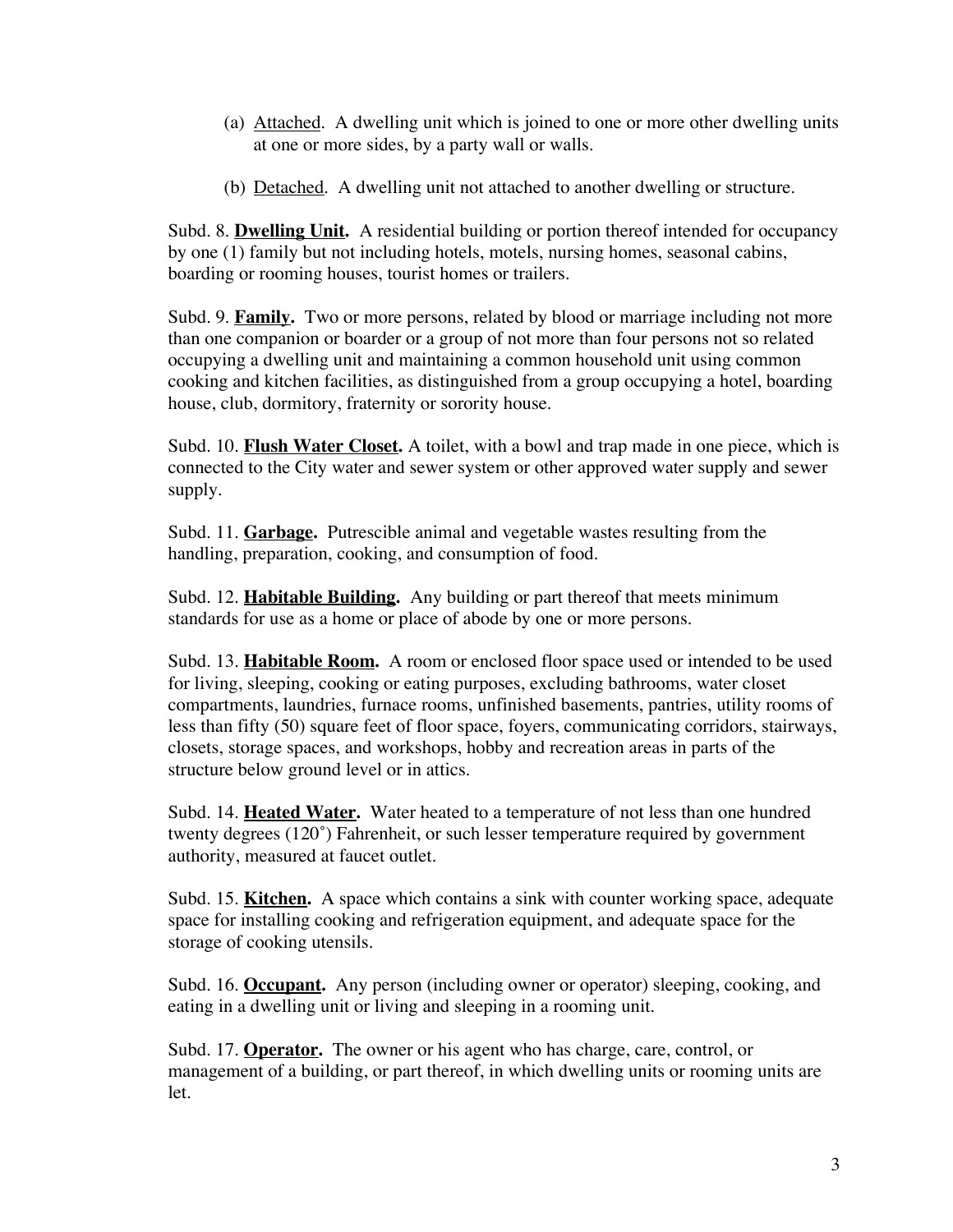(a) <u>Attached</u>. A dwelling unit which is joined to one or more other dwelling units at one or more sides, by a party wall or walls.

(b) <u>Detached</u>. A dwelling unit not attached to another dwelling or structure.

Subd. 8. **<u>Dwelling Unit</u>.** A residential building or portion thereof intended for occupancy by one (1) family but not including hotels, motels, nursing homes, seasonal cabins, boarding or rooming houses, tourist homes or trailers.

Subd. 9. **<u>Family</u>.** Two or more persons, related by blood or marriage including not more than one companion or boarder or a group of not more than four persons not so related occupying a dwelling unit and maintaining a common household unit using common cooking and kitchen facilities, as distinguished from a group occupying a hotel, boarding house, club, dormitory, fraternity or sorority house.

Subd. 10. **<u>Flush Water Closet</u>.** A toilet, with a bowl and trap made in one piece, which is connected to the City water and sewer system or other approved water supply and sewer supply.

Subd. 11. **<u>Garbage</u>.** Putrescible animal and vegetable wastes resulting from the handling, preparation, cooking, and consumption of food.

Subd. 12. **<u>Habitable Building</u>.** Any building or part thereof that meets minimum standards for use as a home or place of abode by one or more persons.

Subd. 13. **<u>Habitable Room</u>.** A room or enclosed floor space used or intended to be used for living, sleeping, cooking or eating purposes, excluding bathrooms, water closet compartments, laundries, furnace rooms, unfinished basements, pantries, utility rooms of less than fifty (50) square feet of floor space, foyers, communicating corridors, stairways, closets, storage spaces, and workshops, hobby and recreation areas in parts of the structure below ground level or in attics.

Subd. 14. **<u>Heated Water</u>.** Water heated to a temperature of not less than one hundred twenty degrees (120˚) Fahrenheit, or such lesser temperature required by government authority, measured at faucet outlet.

Subd. 15. **<u>Kitchen</u>.** A space which contains a sink with counter working space, adequate space for installing cooking and refrigeration equipment, and adequate space for the storage of cooking utensils.

Subd. 16. **<u>Occupant</u>.** Any person (including owner or operator) sleeping, cooking, and eating in a dwelling unit or living and sleeping in a rooming unit.

Subd. 17. **<u>Operator</u>.** The owner or his agent who has charge, care, control, or management of a building, or part thereof, in which dwelling units or rooming units are let.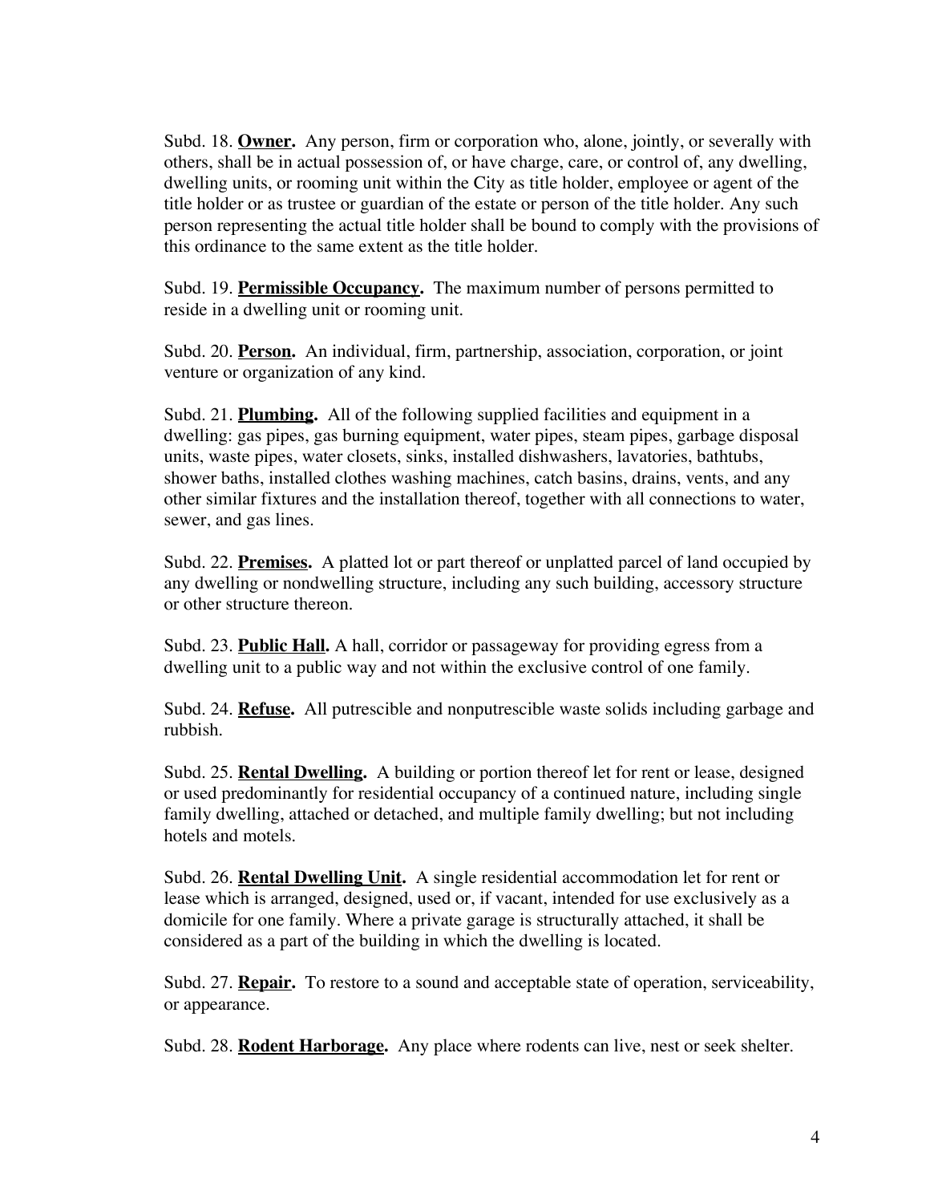Subd. 18. **Owner.** Any person, firm or corporation who, alone, jointly, or severally with others, shall be in actual possession of, or have charge, care, or control of, any dwelling, dwelling units, or rooming unit within the City as title holder, employee or agent of the title holder or as trustee or guardian of the estate or person of the title holder. Any such person representing the actual title holder shall be bound to comply with the provisions of this ordinance to the same extent as the title holder.

Subd. 19. **Permissible Occupancy.** The maximum number of persons permitted to reside in a dwelling unit or rooming unit.

Subd. 20. **Person.** An individual, firm, partnership, association, corporation, or joint venture or organization of any kind.

Subd. 21. **Plumbing.** All of the following supplied facilities and equipment in a dwelling: gas pipes, gas burning equipment, water pipes, steam pipes, garbage disposal units, waste pipes, water closets, sinks, installed dishwashers, lavatories, bathtubs, shower baths, installed clothes washing machines, catch basins, drains, vents, and any other similar fixtures and the installation thereof, together with all connections to water, sewer, and gas lines.

Subd. 22. **Premises.** A platted lot or part thereof or unplatted parcel of land occupied by any dwelling or nondwelling structure, including any such building, accessory structure or other structure thereon.

Subd. 23. **Public Hall.** A hall, corridor or passageway for providing egress from a dwelling unit to a public way and not within the exclusive control of one family.

Subd. 24. **Refuse.** All putrescible and nonputrescible waste solids including garbage and rubbish.

Subd. 25. **Rental Dwelling.** A building or portion thereof let for rent or lease, designed or used predominantly for residential occupancy of a continued nature, including single family dwelling, attached or detached, and multiple family dwelling; but not including hotels and motels.

Subd. 26. **Rental Dwelling Unit.** A single residential accommodation let for rent or lease which is arranged, designed, used or, if vacant, intended for use exclusively as a domicile for one family. Where a private garage is structurally attached, it shall be considered as a part of the building in which the dwelling is located.

Subd. 27. **Repair.** To restore to a sound and acceptable state of operation, serviceability, or appearance.

Subd. 28. **Rodent Harborage.** Any place where rodents can live, nest or seek shelter.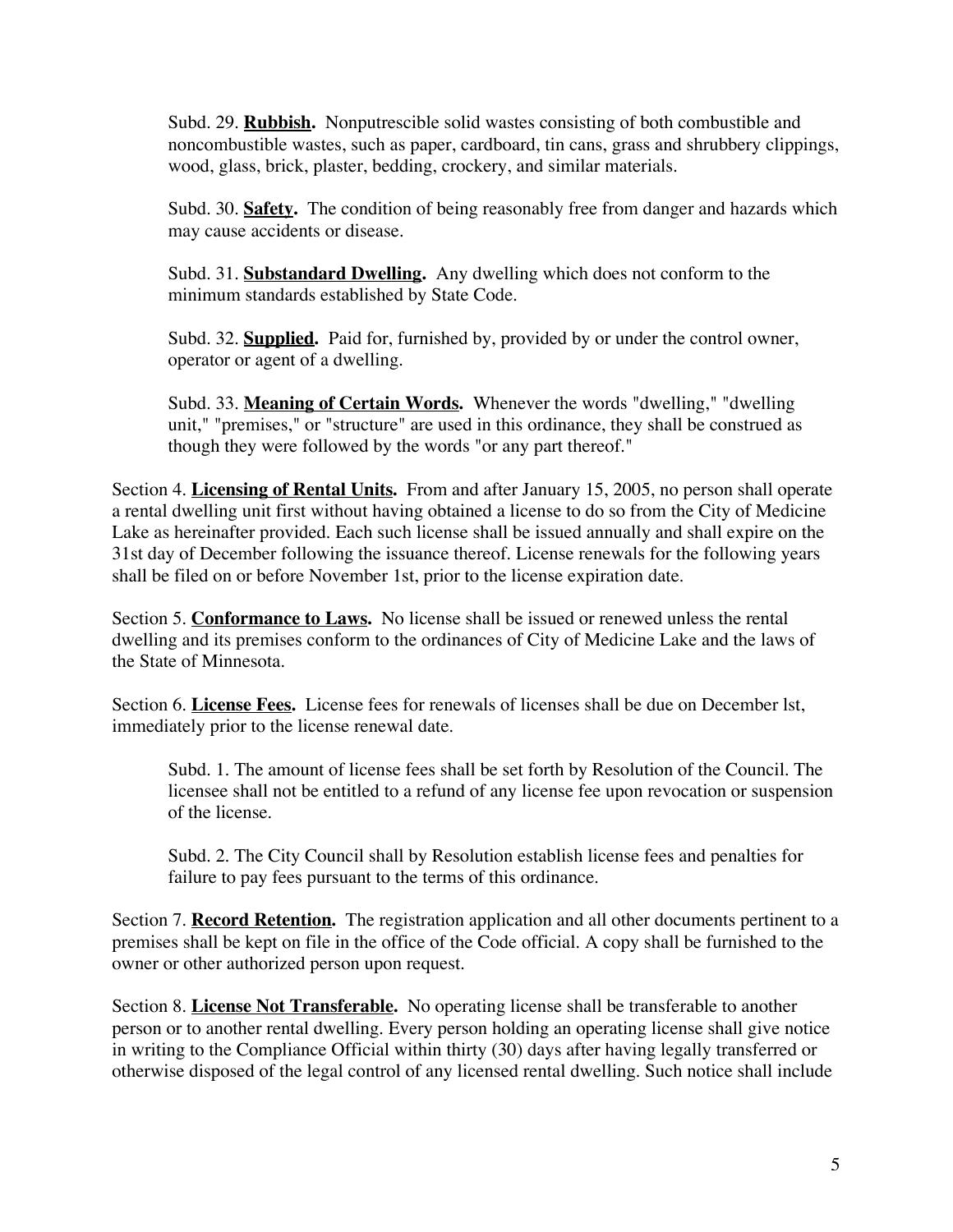Subd. 29. **Rubbish.** Nonputrescible solid wastes consisting of both combustible and noncombustible wastes, such as paper, cardboard, tin cans, grass and shrubbery clippings, wood, glass, brick, plaster, bedding, crockery, and similar materials.

Subd. 30. **Safety.** The condition of being reasonably free from danger and hazards which may cause accidents or disease.

Subd. 31. **Substandard Dwelling.** Any dwelling which does not conform to the minimum standards established by State Code.

Subd. 32. **Supplied.** Paid for, furnished by, provided by or under the control owner, operator or agent of a dwelling.

Subd. 33. **Meaning of Certain Words.** Whenever the words "dwelling," "dwelling unit," "premises," or "structure" are used in this ordinance, they shall be construed as though they were followed by the words "or any part thereof."

Section 4. **Licensing of Rental Units.** From and after January 15, 2005, no person shall operate a rental dwelling unit first without having obtained a license to do so from the City of Medicine Lake as hereinafter provided. Each such license shall be issued annually and shall expire on the 31st day of December following the issuance thereof. License renewals for the following years shall be filed on or before November 1st, prior to the license expiration date.

Section 5. **Conformance to Laws.** No license shall be issued or renewed unless the rental dwelling and its premises conform to the ordinances of City of Medicine Lake and the laws of the State of Minnesota.

Section 6. **License Fees.** License fees for renewals of licenses shall be due on December lst, immediately prior to the license renewal date.

Subd. 1. The amount of license fees shall be set forth by Resolution of the Council. The licensee shall not be entitled to a refund of any license fee upon revocation or suspension of the license.

Subd. 2. The City Council shall by Resolution establish license fees and penalties for failure to pay fees pursuant to the terms of this ordinance.

Section 7. **Record Retention.** The registration application and all other documents pertinent to a premises shall be kept on file in the office of the Code official. A copy shall be furnished to the owner or other authorized person upon request.

Section 8. **License Not Transferable.** No operating license shall be transferable to another person or to another rental dwelling. Every person holding an operating license shall give notice in writing to the Compliance Official within thirty (30) days after having legally transferred or otherwise disposed of the legal control of any licensed rental dwelling. Such notice shall include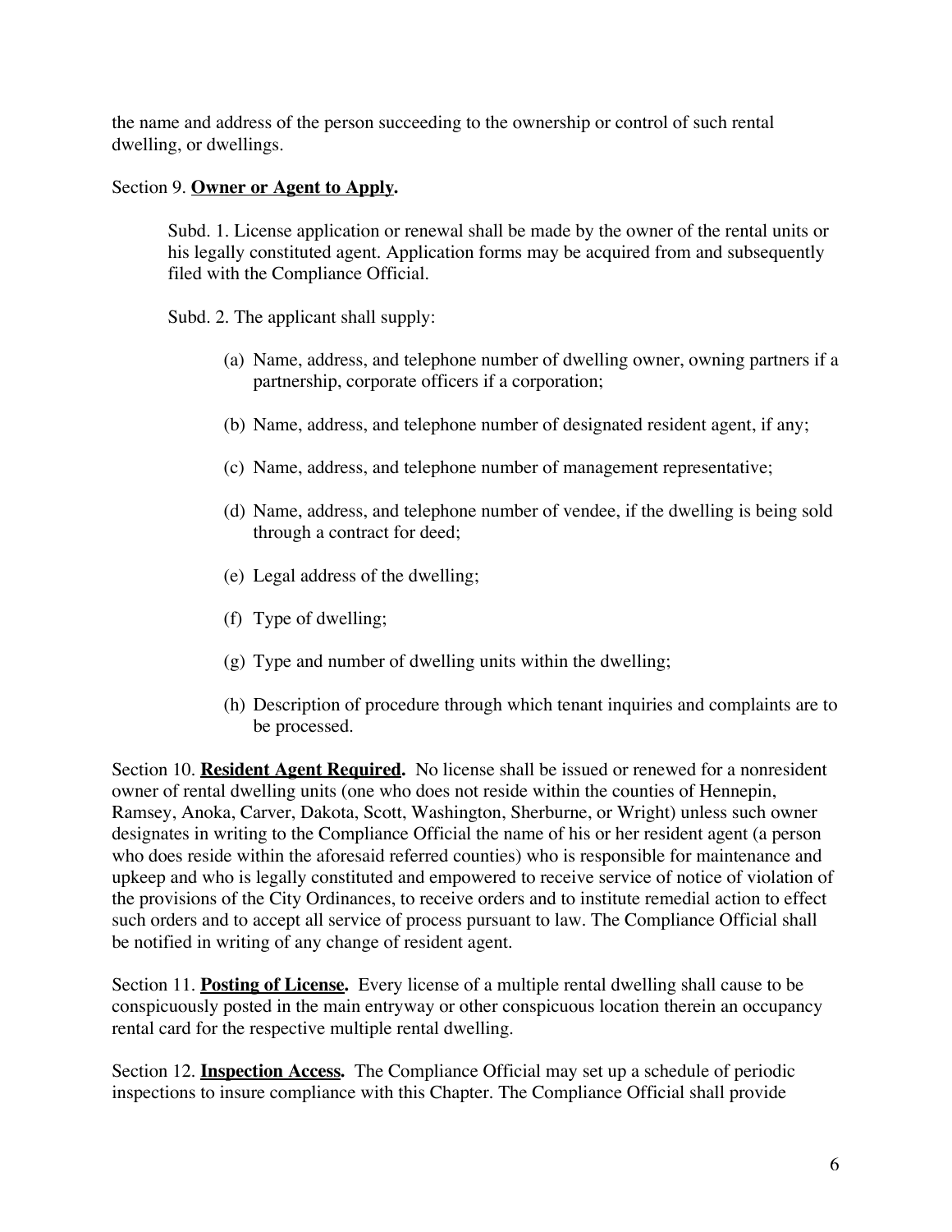the name and address of the person succeeding to the ownership or control of such rental dwelling, or dwellings.

Section 9. **Owner or Agent to Apply.**

Subd. 1. License application or renewal shall be made by the owner of the rental units or his legally constituted agent. Application forms may be acquired from and subsequently filed with the Compliance Official.

Subd. 2. The applicant shall supply:

(a) Name, address, and telephone number of dwelling owner, owning partners if a partnership, corporate officers if a corporation;

(b) Name, address, and telephone number of designated resident agent, if any;

(c) Name, address, and telephone number of management representative;

(d) Name, address, and telephone number of vendee, if the dwelling is being sold through a contract for deed;

(e) Legal address of the dwelling;

(f) Type of dwelling;

(g) Type and number of dwelling units within the dwelling;

(h) Description of procedure through which tenant inquiries and complaints are to be processed.

Section 10. **Resident Agent Required.** No license shall be issued or renewed for a nonresident owner of rental dwelling units (one who does not reside within the counties of Hennepin, Ramsey, Anoka, Carver, Dakota, Scott, Washington, Sherburne, or Wright) unless such owner designates in writing to the Compliance Official the name of his or her resident agent (a person who does reside within the aforesaid referred counties) who is responsible for maintenance and upkeep and who is legally constituted and empowered to receive service of notice of violation of the provisions of the City Ordinances, to receive orders and to institute remedial action to effect such orders and to accept all service of process pursuant to law. The Compliance Official shall be notified in writing of any change of resident agent.

Section 11. **Posting of License.** Every license of a multiple rental dwelling shall cause to be conspicuously posted in the main entryway or other conspicuous location therein an occupancy rental card for the respective multiple rental dwelling.

Section 12. **Inspection Access.** The Compliance Official may set up a schedule of periodic inspections to insure compliance with this Chapter. The Compliance Official shall provide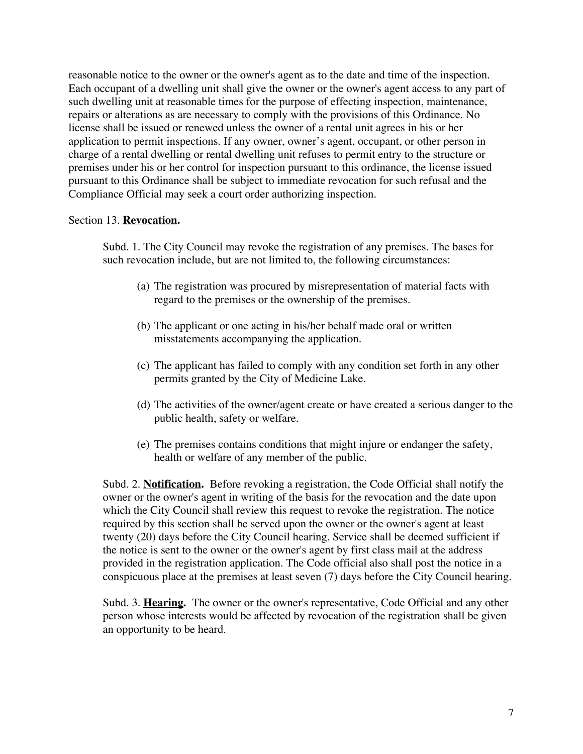reasonable notice to the owner or the owner's agent as to the date and time of the inspection. Each occupant of a dwelling unit shall give the owner or the owner's agent access to any part of such dwelling unit at reasonable times for the purpose of effecting inspection, maintenance, repairs or alterations as are necessary to comply with the provisions of this Ordinance. No license shall be issued or renewed unless the owner of a rental unit agrees in his or her application to permit inspections. If any owner, owner’s agent, occupant, or other person in charge of a rental dwelling or rental dwelling unit refuses to permit entry to the structure or premises under his or her control for inspection pursuant to this ordinance, the license issued pursuant to this Ordinance shall be subject to immediate revocation for such refusal and the Compliance Official may seek a court order authorizing inspection.

Section 13. **Revocation.**

Subd. 1. The City Council may revoke the registration of any premises. The bases for such revocation include, but are not limited to, the following circumstances:

(a) The registration was procured by misrepresentation of material facts with regard to the premises or the ownership of the premises.

(b) The applicant or one acting in his/her behalf made oral or written misstatements accompanying the application.

(c) The applicant has failed to comply with any condition set forth in any other permits granted by the City of Medicine Lake.

(d) The activities of the owner/agent create or have created a serious danger to the public health, safety or welfare.

(e) The premises contains conditions that might injure or endanger the safety, health or welfare of any member of the public.

Subd. 2. **Notification.** Before revoking a registration, the Code Official shall notify the owner or the owner's agent in writing of the basis for the revocation and the date upon which the City Council shall review this request to revoke the registration. The notice required by this section shall be served upon the owner or the owner's agent at least twenty (20) days before the City Council hearing. Service shall be deemed sufficient if the notice is sent to the owner or the owner's agent by first class mail at the address provided in the registration application. The Code official also shall post the notice in a conspicuous place at the premises at least seven (7) days before the City Council hearing.

Subd. 3. **Hearing.** The owner or the owner's representative, Code Official and any other person whose interests would be affected by revocation of the registration shall be given an opportunity to be heard.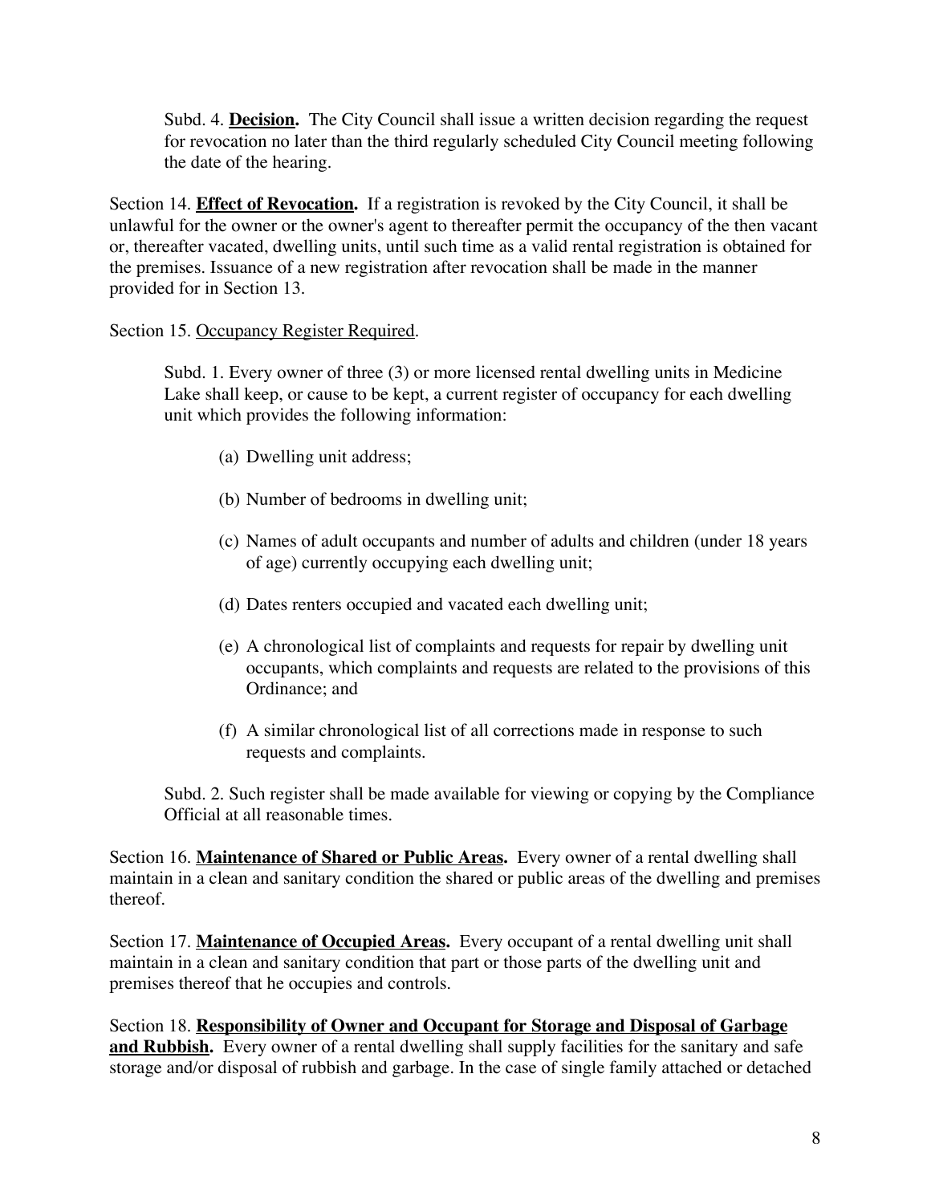Subd. 4. **<u>Decision.</u>** The City Council shall issue a written decision regarding the request for revocation no later than the third regularly scheduled City Council meeting following the date of the hearing.

Section 14. **<u>Effect of Revocation.</u>** If a registration is revoked by the City Council, it shall be unlawful for the owner or the owner's agent to thereafter permit the occupancy of the then vacant or, thereafter vacated, dwelling units, until such time as a valid rental registration is obtained for the premises. Issuance of a new registration after revocation shall be made in the manner provided for in Section 13.

Section 15. <u>Occupancy Register Required</u>.

Subd. 1. Every owner of three (3) or more licensed rental dwelling units in Medicine Lake shall keep, or cause to be kept, a current register of occupancy for each dwelling unit which provides the following information:

(a) Dwelling unit address;

(b) Number of bedrooms in dwelling unit;

(c) Names of adult occupants and number of adults and children (under 18 years of age) currently occupying each dwelling unit;

(d) Dates renters occupied and vacated each dwelling unit;

(e) A chronological list of complaints and requests for repair by dwelling unit occupants, which complaints and requests are related to the provisions of this Ordinance; and

(f) A similar chronological list of all corrections made in response to such requests and complaints.

Subd. 2. Such register shall be made available for viewing or copying by the Compliance Official at all reasonable times.

Section 16. **<u>Maintenance of Shared or Public Areas.</u>** Every owner of a rental dwelling shall maintain in a clean and sanitary condition the shared or public areas of the dwelling and premises thereof.

Section 17. **<u>Maintenance of Occupied Areas.</u>** Every occupant of a rental dwelling unit shall maintain in a clean and sanitary condition that part or those parts of the dwelling unit and premises thereof that he occupies and controls.

Section 18. **<u>Responsibility of Owner and Occupant for Storage and Disposal of Garbage and Rubbish.</u>** Every owner of a rental dwelling shall supply facilities for the sanitary and safe storage and/or disposal of rubbish and garbage. In the case of single family attached or detached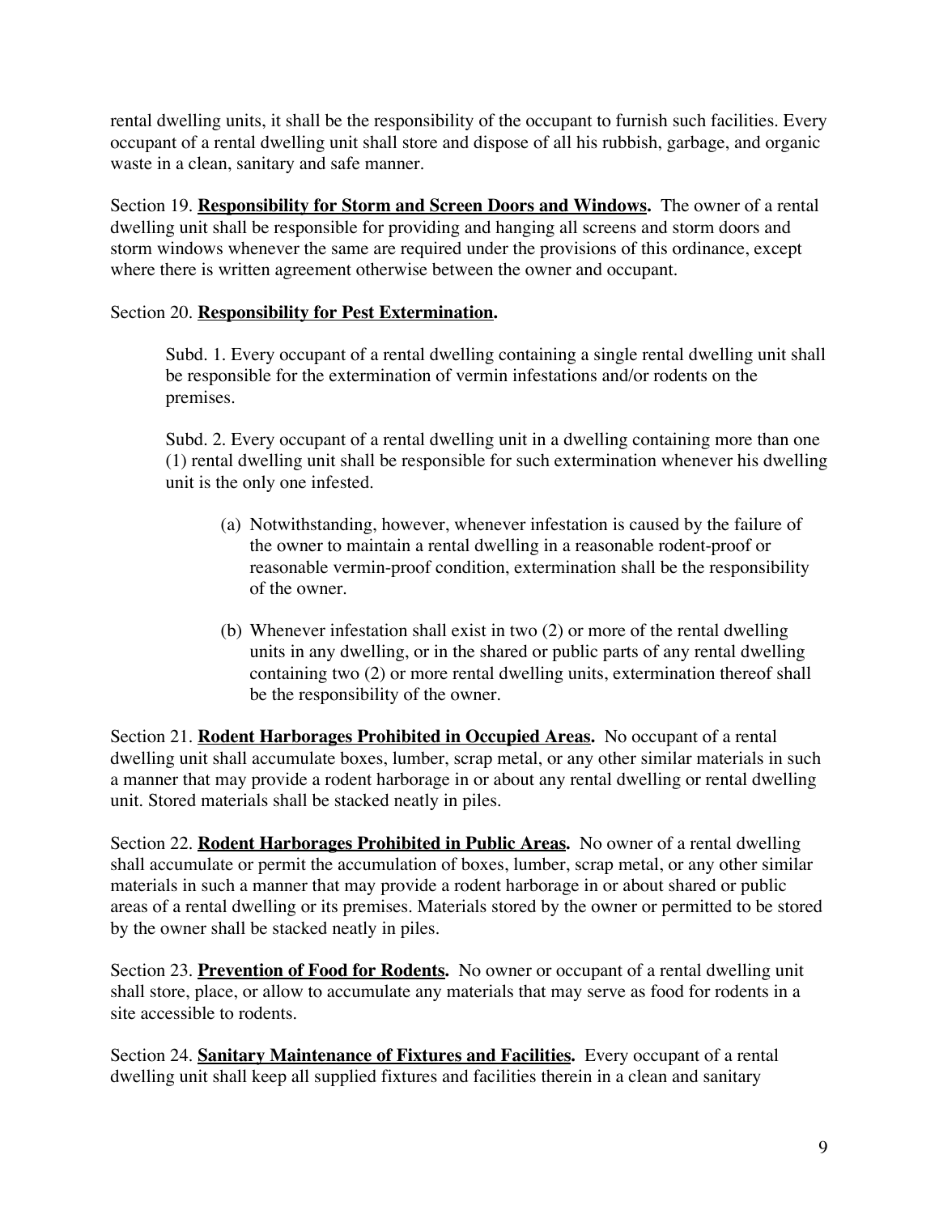rental dwelling units, it shall be the responsibility of the occupant to furnish such facilities. Every occupant of a rental dwelling unit shall store and dispose of all his rubbish, garbage, and organic waste in a clean, sanitary and safe manner.

Section 19. **Responsibility for Storm and Screen Doors and Windows.** The owner of a rental dwelling unit shall be responsible for providing and hanging all screens and storm doors and storm windows whenever the same are required under the provisions of this ordinance, except where there is written agreement otherwise between the owner and occupant.

Section 20. **Responsibility for Pest Extermination.**

Subd. 1. Every occupant of a rental dwelling containing a single rental dwelling unit shall be responsible for the extermination of vermin infestations and/or rodents on the premises.

Subd. 2. Every occupant of a rental dwelling unit in a dwelling containing more than one (1) rental dwelling unit shall be responsible for such extermination whenever his dwelling unit is the only one infested.

(a) Notwithstanding, however, whenever infestation is caused by the failure of the owner to maintain a rental dwelling in a reasonable rodent-proof or reasonable vermin-proof condition, extermination shall be the responsibility of the owner.

(b) Whenever infestation shall exist in two (2) or more of the rental dwelling units in any dwelling, or in the shared or public parts of any rental dwelling containing two (2) or more rental dwelling units, extermination thereof shall be the responsibility of the owner.

Section 21. **Rodent Harborages Prohibited in Occupied Areas.** No occupant of a rental dwelling unit shall accumulate boxes, lumber, scrap metal, or any other similar materials in such a manner that may provide a rodent harborage in or about any rental dwelling or rental dwelling unit. Stored materials shall be stacked neatly in piles.

Section 22. **Rodent Harborages Prohibited in Public Areas.** No owner of a rental dwelling shall accumulate or permit the accumulation of boxes, lumber, scrap metal, or any other similar materials in such a manner that may provide a rodent harborage in or about shared or public areas of a rental dwelling or its premises. Materials stored by the owner or permitted to be stored by the owner shall be stacked neatly in piles.

Section 23. **Prevention of Food for Rodents.** No owner or occupant of a rental dwelling unit shall store, place, or allow to accumulate any materials that may serve as food for rodents in a site accessible to rodents.

Section 24. **Sanitary Maintenance of Fixtures and Facilities.** Every occupant of a rental dwelling unit shall keep all supplied fixtures and facilities therein in a clean and sanitary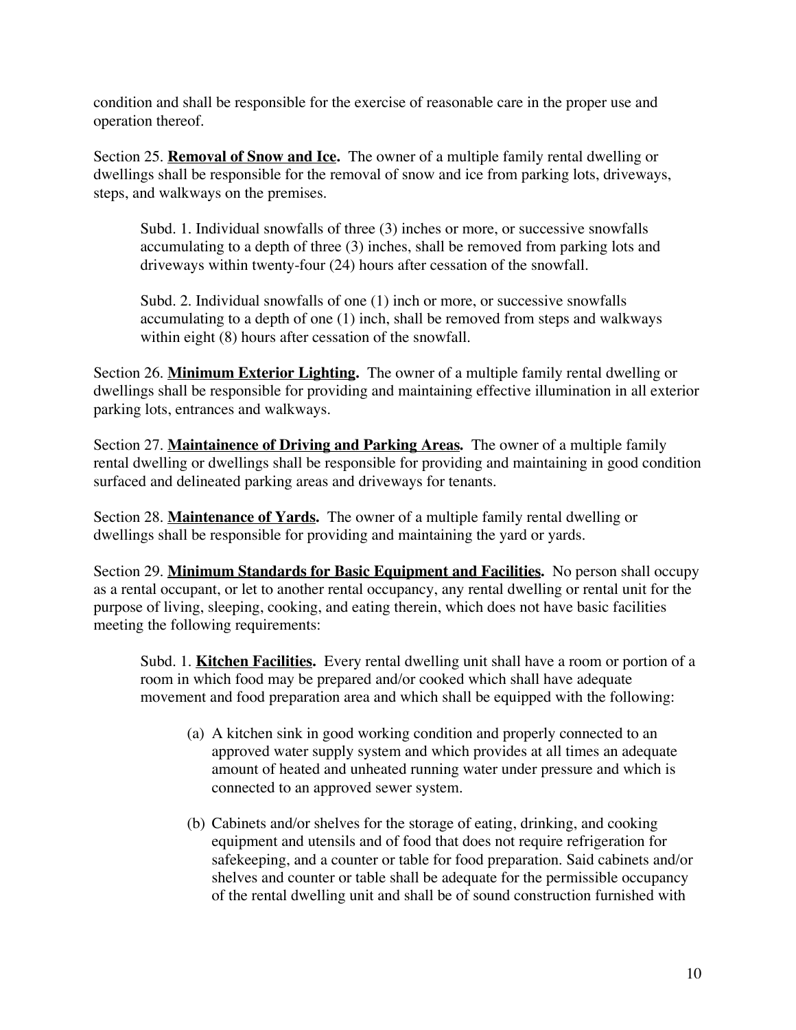condition and shall be responsible for the exercise of reasonable care in the proper use and operation thereof.

Section 25. **Removal of Snow and Ice.** The owner of a multiple family rental dwelling or dwellings shall be responsible for the removal of snow and ice from parking lots, driveways, steps, and walkways on the premises.

> Subd. 1. Individual snowfalls of three (3) inches or more, or successive snowfalls accumulating to a depth of three (3) inches, shall be removed from parking lots and driveways within twenty-four (24) hours after cessation of the snowfall.
>
> Subd. 2. Individual snowfalls of one (1) inch or more, or successive snowfalls accumulating to a depth of one (1) inch, shall be removed from steps and walkways within eight (8) hours after cessation of the snowfall.

Section 26. **Minimum Exterior Lighting.** The owner of a multiple family rental dwelling or dwellings shall be responsible for providing and maintaining effective illumination in all exterior parking lots, entrances and walkways.

Section 27. **Maintainence of Driving and Parking Areas.** The owner of a multiple family rental dwelling or dwellings shall be responsible for providing and maintaining in good condition surfaced and delineated parking areas and driveways for tenants.

Section 28. **Maintenance of Yards.** The owner of a multiple family rental dwelling or dwellings shall be responsible for providing and maintaining the yard or yards.

Section 29. **Minimum Standards for Basic Equipment and Facilities.** No person shall occupy as a rental occupant, or let to another rental occupancy, any rental dwelling or rental unit for the purpose of living, sleeping, cooking, and eating therein, which does not have basic facilities meeting the following requirements:

> Subd. 1. **Kitchen Facilities.** Every rental dwelling unit shall have a room or portion of a room in which food may be prepared and/or cooked which shall have adequate movement and food preparation area and which shall be equipped with the following:
>
> (a) A kitchen sink in good working condition and properly connected to an approved water supply system and which provides at all times an adequate amount of heated and unheated running water under pressure and which is connected to an approved sewer system.
>
> (b) Cabinets and/or shelves for the storage of eating, drinking, and cooking equipment and utensils and of food that does not require refrigeration for safekeeping, and a counter or table for food preparation. Said cabinets and/or shelves and counter or table shall be adequate for the permissible occupancy of the rental dwelling unit and shall be of sound construction furnished with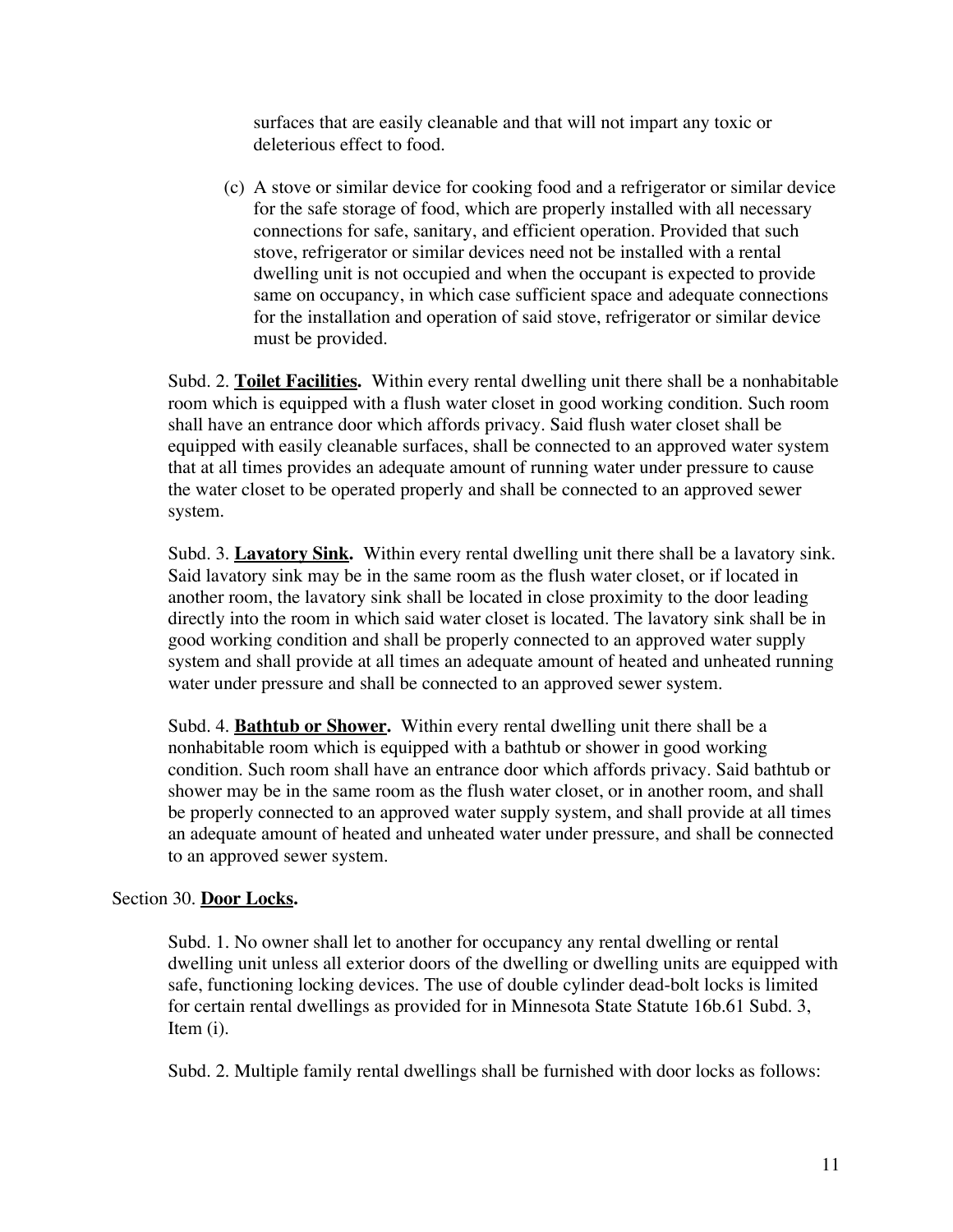surfaces that are easily cleanable and that will not impart any toxic or deleterious effect to food.

(c) A stove or similar device for cooking food and a refrigerator or similar device for the safe storage of food, which are properly installed with all necessary connections for safe, sanitary, and efficient operation. Provided that such stove, refrigerator or similar devices need not be installed with a rental dwelling unit is not occupied and when the occupant is expected to provide same on occupancy, in which case sufficient space and adequate connections for the installation and operation of said stove, refrigerator or similar device must be provided.

Subd. 2. **Toilet Facilities.** Within every rental dwelling unit there shall be a nonhabitable room which is equipped with a flush water closet in good working condition. Such room shall have an entrance door which affords privacy. Said flush water closet shall be equipped with easily cleanable surfaces, shall be connected to an approved water system that at all times provides an adequate amount of running water under pressure to cause the water closet to be operated properly and shall be connected to an approved sewer system.

Subd. 3. **Lavatory Sink.** Within every rental dwelling unit there shall be a lavatory sink. Said lavatory sink may be in the same room as the flush water closet, or if located in another room, the lavatory sink shall be located in close proximity to the door leading directly into the room in which said water closet is located. The lavatory sink shall be in good working condition and shall be properly connected to an approved water supply system and shall provide at all times an adequate amount of heated and unheated running water under pressure and shall be connected to an approved sewer system.

Subd. 4. **Bathtub or Shower.** Within every rental dwelling unit there shall be a nonhabitable room which is equipped with a bathtub or shower in good working condition. Such room shall have an entrance door which affords privacy. Said bathtub or shower may be in the same room as the flush water closet, or in another room, and shall be properly connected to an approved water supply system, and shall provide at all times an adequate amount of heated and unheated water under pressure, and shall be connected to an approved sewer system.

## Section 30. **Door Locks.**

Subd. 1. No owner shall let to another for occupancy any rental dwelling or rental dwelling unit unless all exterior doors of the dwelling or dwelling units are equipped with safe, functioning locking devices. The use of double cylinder dead-bolt locks is limited for certain rental dwellings as provided for in Minnesota State Statute 16b.61 Subd. 3, Item (i).

Subd. 2. Multiple family rental dwellings shall be furnished with door locks as follows: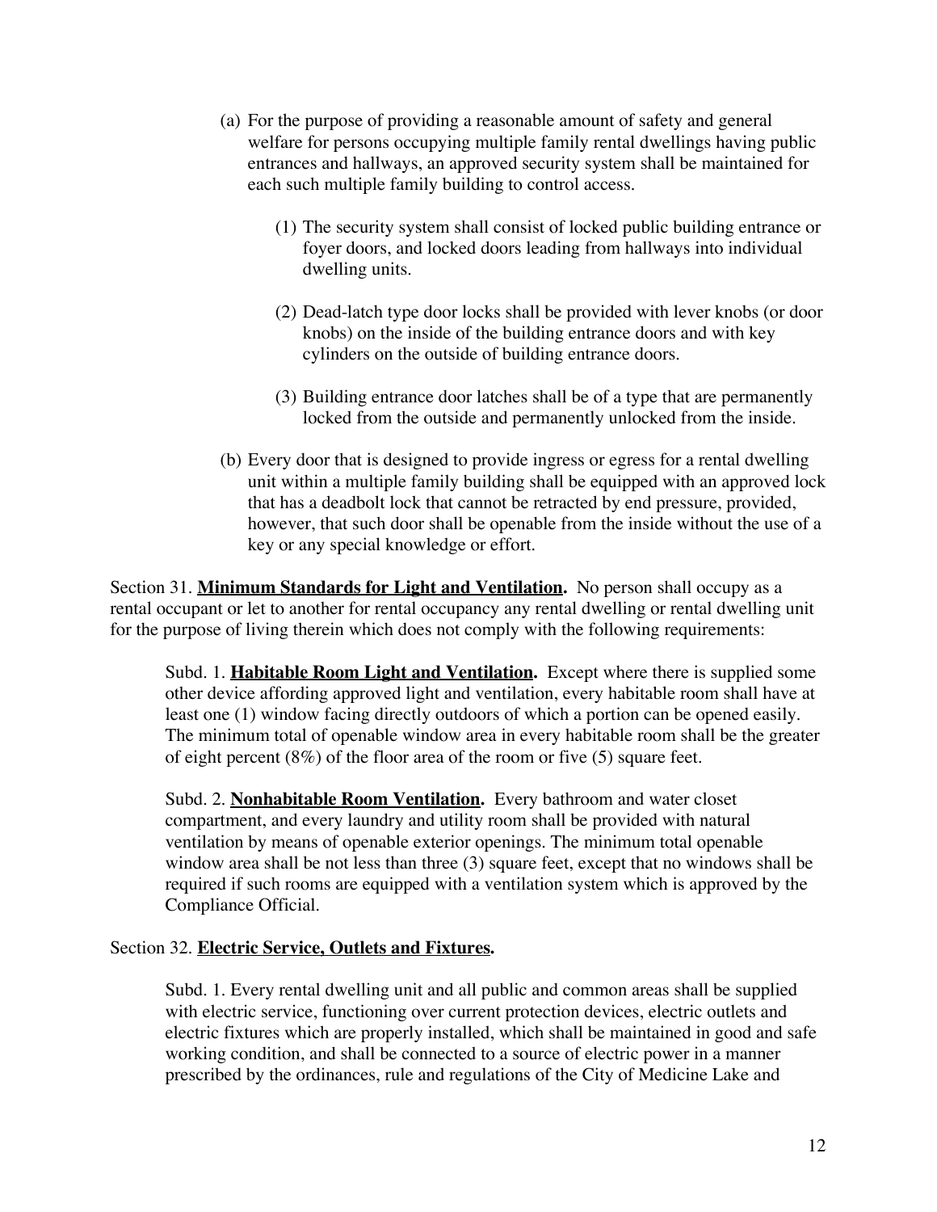(a) For the purpose of providing a reasonable amount of safety and general welfare for persons occupying multiple family rental dwellings having public entrances and hallways, an approved security system shall be maintained for each such multiple family building to control access.

(1) The security system shall consist of locked public building entrance or foyer doors, and locked doors leading from hallways into individual dwelling units.

(2) Dead-latch type door locks shall be provided with lever knobs (or door knobs) on the inside of the building entrance doors and with key cylinders on the outside of building entrance doors.

(3) Building entrance door latches shall be of a type that are permanently locked from the outside and permanently unlocked from the inside.

(b) Every door that is designed to provide ingress or egress for a rental dwelling unit within a multiple family building shall be equipped with an approved lock that has a deadbolt lock that cannot be retracted by end pressure, provided, however, that such door shall be openable from the inside without the use of a key or any special knowledge or effort.

Section 31. **Minimum Standards for Light and Ventilation.** No person shall occupy as a rental occupant or let to another for rental occupancy any rental dwelling or rental dwelling unit for the purpose of living therein which does not comply with the following requirements:

Subd. 1. **Habitable Room Light and Ventilation.** Except where there is supplied some other device affording approved light and ventilation, every habitable room shall have at least one (1) window facing directly outdoors of which a portion can be opened easily. The minimum total of openable window area in every habitable room shall be the greater of eight percent (8%) of the floor area of the room or five (5) square feet.

Subd. 2. **Nonhabitable Room Ventilation.** Every bathroom and water closet compartment, and every laundry and utility room shall be provided with natural ventilation by means of openable exterior openings. The minimum total openable window area shall be not less than three (3) square feet, except that no windows shall be required if such rooms are equipped with a ventilation system which is approved by the Compliance Official.

Section 32. **Electric Service, Outlets and Fixtures.**

Subd. 1. Every rental dwelling unit and all public and common areas shall be supplied with electric service, functioning over current protection devices, electric outlets and electric fixtures which are properly installed, which shall be maintained in good and safe working condition, and shall be connected to a source of electric power in a manner prescribed by the ordinances, rule and regulations of the City of Medicine Lake and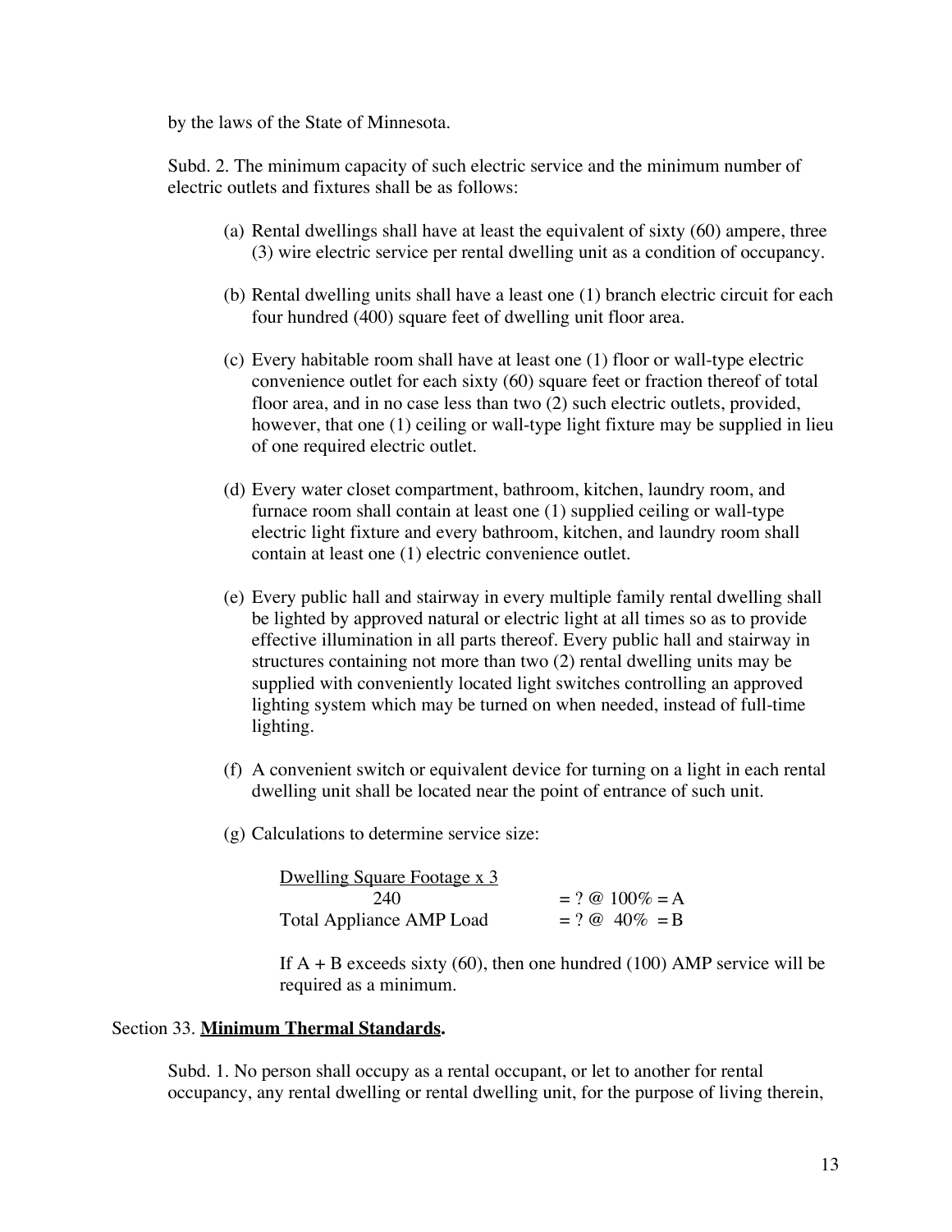by the laws of the State of Minnesota.

Subd. 2. The minimum capacity of such electric service and the minimum number of electric outlets and fixtures shall be as follows:

(a) Rental dwellings shall have at least the equivalent of sixty (60) ampere, three (3) wire electric service per rental dwelling unit as a condition of occupancy.

(b) Rental dwelling units shall have a least one (1) branch electric circuit for each four hundred (400) square feet of dwelling unit floor area.

(c) Every habitable room shall have at least one (1) floor or wall-type electric convenience outlet for each sixty (60) square feet or fraction thereof of total floor area, and in no case less than two (2) such electric outlets, provided, however, that one (1) ceiling or wall-type light fixture may be supplied in lieu of one required electric outlet.

(d) Every water closet compartment, bathroom, kitchen, laundry room, and furnace room shall contain at least one (1) supplied ceiling or wall-type electric light fixture and every bathroom, kitchen, and laundry room shall contain at least one (1) electric convenience outlet.

(e) Every public hall and stairway in every multiple family rental dwelling shall be lighted by approved natural or electric light at all times so as to provide effective illumination in all parts thereof. Every public hall and stairway in structures containing not more than two (2) rental dwelling units may be supplied with conveniently located light switches controlling an approved lighting system which may be turned on when needed, instead of full-time lighting.

(f) A convenient switch or equivalent device for turning on a light in each rental dwelling unit shall be located near the point of entrance of such unit.

(g) Calculations to determine service size:

$$\frac{\text{Dwelling Square Footage} \times 3}{240} = ?\ @\ 100\% = A$$

$$\text{Total Appliance AMP Load} = ?\ @\ 40\% = B$$

If A + B exceeds sixty (60), then one hundred (100) AMP service will be required as a minimum.

Section 33. **Minimum Thermal Standards.**

Subd. 1. No person shall occupy as a rental occupant, or let to another for rental occupancy, any rental dwelling or rental dwelling unit, for the purpose of living therein,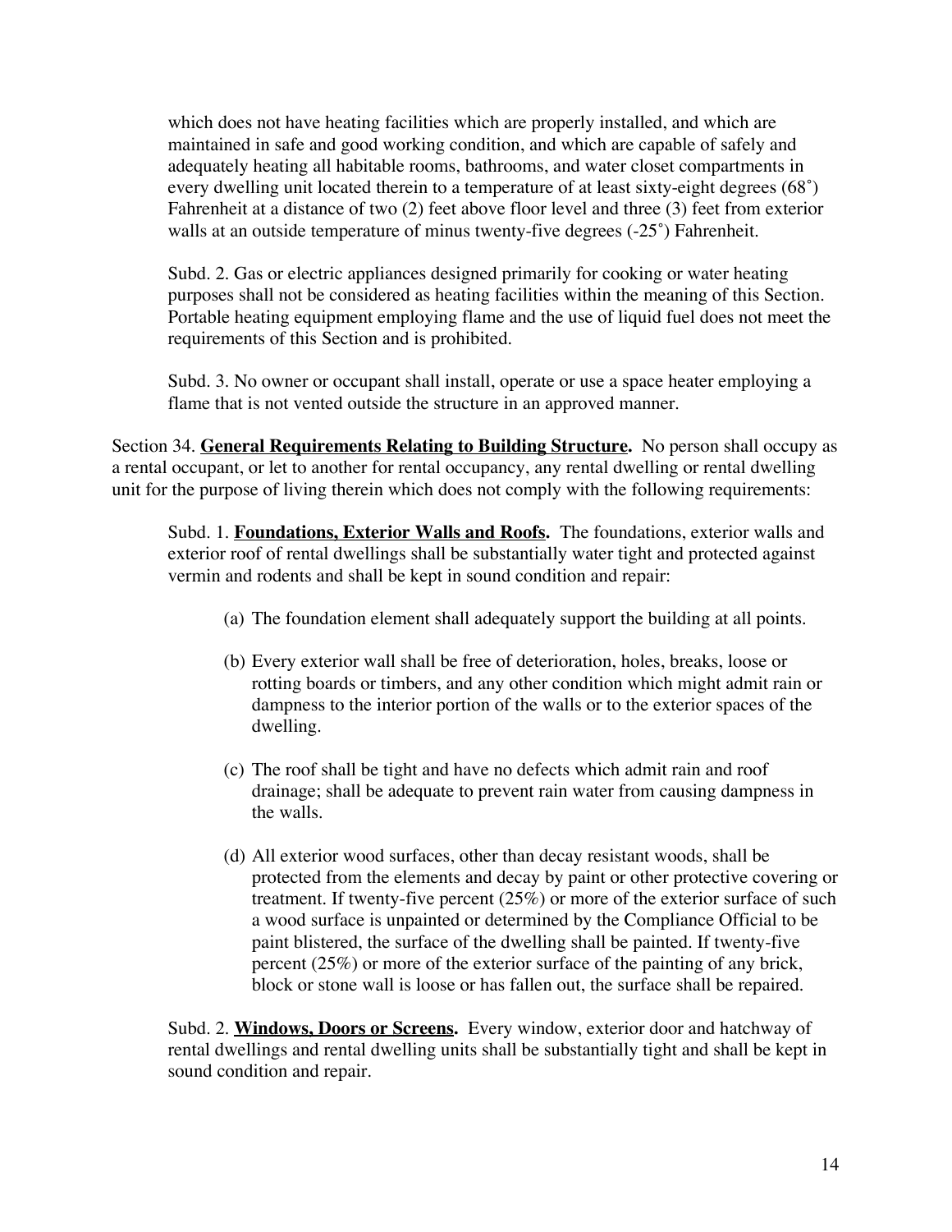which does not have heating facilities which are properly installed, and which are maintained in safe and good working condition, and which are capable of safely and adequately heating all habitable rooms, bathrooms, and water closet compartments in every dwelling unit located therein to a temperature of at least sixty-eight degrees (68˚) Fahrenheit at a distance of two (2) feet above floor level and three (3) feet from exterior walls at an outside temperature of minus twenty-five degrees (-25˚) Fahrenheit.

Subd. 2. Gas or electric appliances designed primarily for cooking or water heating purposes shall not be considered as heating facilities within the meaning of this Section. Portable heating equipment employing flame and the use of liquid fuel does not meet the requirements of this Section and is prohibited.

Subd. 3. No owner or occupant shall install, operate or use a space heater employing a flame that is not vented outside the structure in an approved manner.

Section 34. **General Requirements Relating to Building Structure.** No person shall occupy as a rental occupant, or let to another for rental occupancy, any rental dwelling or rental dwelling unit for the purpose of living therein which does not comply with the following requirements:

Subd. 1. **Foundations, Exterior Walls and Roofs.** The foundations, exterior walls and exterior roof of rental dwellings shall be substantially water tight and protected against vermin and rodents and shall be kept in sound condition and repair:

(a) The foundation element shall adequately support the building at all points.

(b) Every exterior wall shall be free of deterioration, holes, breaks, loose or rotting boards or timbers, and any other condition which might admit rain or dampness to the interior portion of the walls or to the exterior spaces of the dwelling.

(c) The roof shall be tight and have no defects which admit rain and roof drainage; shall be adequate to prevent rain water from causing dampness in the walls.

(d) All exterior wood surfaces, other than decay resistant woods, shall be protected from the elements and decay by paint or other protective covering or treatment. If twenty-five percent (25%) or more of the exterior surface of such a wood surface is unpainted or determined by the Compliance Official to be paint blistered, the surface of the dwelling shall be painted. If twenty-five percent (25%) or more of the exterior surface of the painting of any brick, block or stone wall is loose or has fallen out, the surface shall be repaired.

Subd. 2. **Windows, Doors or Screens.** Every window, exterior door and hatchway of rental dwellings and rental dwelling units shall be substantially tight and shall be kept in sound condition and repair.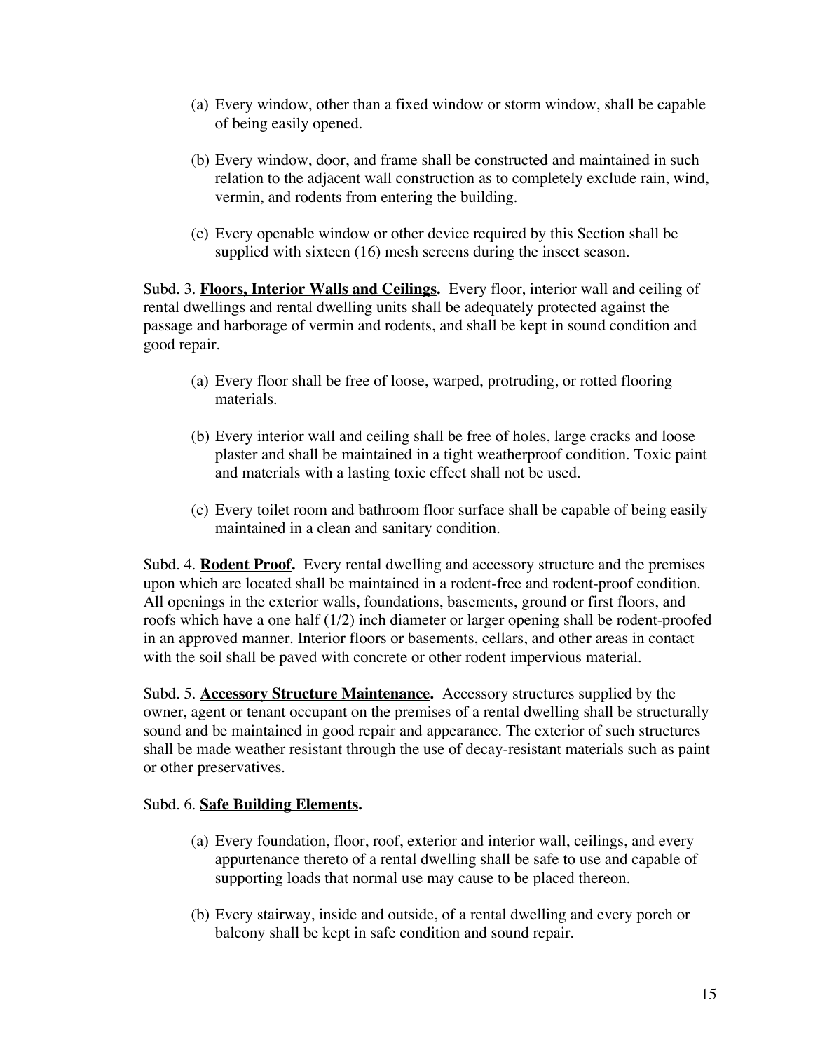(a) Every window, other than a fixed window or storm window, shall be capable of being easily opened.

(b) Every window, door, and frame shall be constructed and maintained in such relation to the adjacent wall construction as to completely exclude rain, wind, vermin, and rodents from entering the building.

(c) Every openable window or other device required by this Section shall be supplied with sixteen (16) mesh screens during the insect season.

Subd. 3. **Floors, Interior Walls and Ceilings.** Every floor, interior wall and ceiling of rental dwellings and rental dwelling units shall be adequately protected against the passage and harborage of vermin and rodents, and shall be kept in sound condition and good repair.

(a) Every floor shall be free of loose, warped, protruding, or rotted flooring materials.

(b) Every interior wall and ceiling shall be free of holes, large cracks and loose plaster and shall be maintained in a tight weatherproof condition. Toxic paint and materials with a lasting toxic effect shall not be used.

(c) Every toilet room and bathroom floor surface shall be capable of being easily maintained in a clean and sanitary condition.

Subd. 4. **Rodent Proof.** Every rental dwelling and accessory structure and the premises upon which are located shall be maintained in a rodent-free and rodent-proof condition. All openings in the exterior walls, foundations, basements, ground or first floors, and roofs which have a one half (1/2) inch diameter or larger opening shall be rodent-proofed in an approved manner. Interior floors or basements, cellars, and other areas in contact with the soil shall be paved with concrete or other rodent impervious material.

Subd. 5. **Accessory Structure Maintenance.** Accessory structures supplied by the owner, agent or tenant occupant on the premises of a rental dwelling shall be structurally sound and be maintained in good repair and appearance. The exterior of such structures shall be made weather resistant through the use of decay-resistant materials such as paint or other preservatives.

Subd. 6. **Safe Building Elements.**

(a) Every foundation, floor, roof, exterior and interior wall, ceilings, and every appurtenance thereto of a rental dwelling shall be safe to use and capable of supporting loads that normal use may cause to be placed thereon.

(b) Every stairway, inside and outside, of a rental dwelling and every porch or balcony shall be kept in safe condition and sound repair.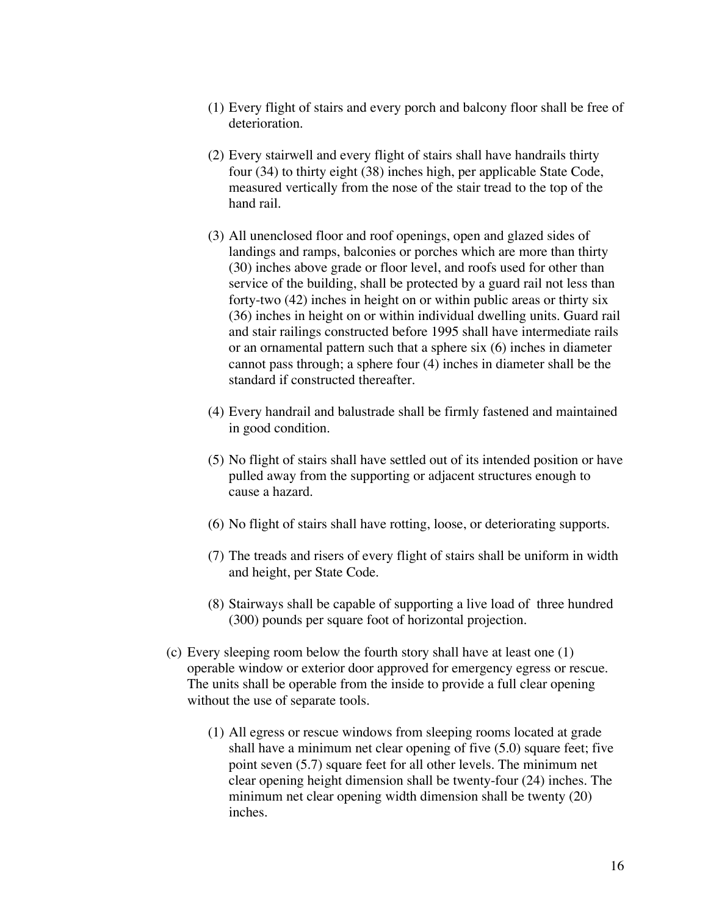(1) Every flight of stairs and every porch and balcony floor shall be free of deterioration.

(2) Every stairwell and every flight of stairs shall have handrails thirty four (34) to thirty eight (38) inches high, per applicable State Code, measured vertically from the nose of the stair tread to the top of the hand rail.

(3) All unenclosed floor and roof openings, open and glazed sides of landings and ramps, balconies or porches which are more than thirty (30) inches above grade or floor level, and roofs used for other than service of the building, shall be protected by a guard rail not less than forty-two (42) inches in height on or within public areas or thirty six (36) inches in height on or within individual dwelling units. Guard rail and stair railings constructed before 1995 shall have intermediate rails or an ornamental pattern such that a sphere six (6) inches in diameter cannot pass through; a sphere four (4) inches in diameter shall be the standard if constructed thereafter.

(4) Every handrail and balustrade shall be firmly fastened and maintained in good condition.

(5) No flight of stairs shall have settled out of its intended position or have pulled away from the supporting or adjacent structures enough to cause a hazard.

(6) No flight of stairs shall have rotting, loose, or deteriorating supports.

(7) The treads and risers of every flight of stairs shall be uniform in width and height, per State Code.

(8) Stairways shall be capable of supporting a live load of three hundred (300) pounds per square foot of horizontal projection.

(c) Every sleeping room below the fourth story shall have at least one (1) operable window or exterior door approved for emergency egress or rescue. The units shall be operable from the inside to provide a full clear opening without the use of separate tools.

(1) All egress or rescue windows from sleeping rooms located at grade shall have a minimum net clear opening of five (5.0) square feet; five point seven (5.7) square feet for all other levels. The minimum net clear opening height dimension shall be twenty-four (24) inches. The minimum net clear opening width dimension shall be twenty (20) inches.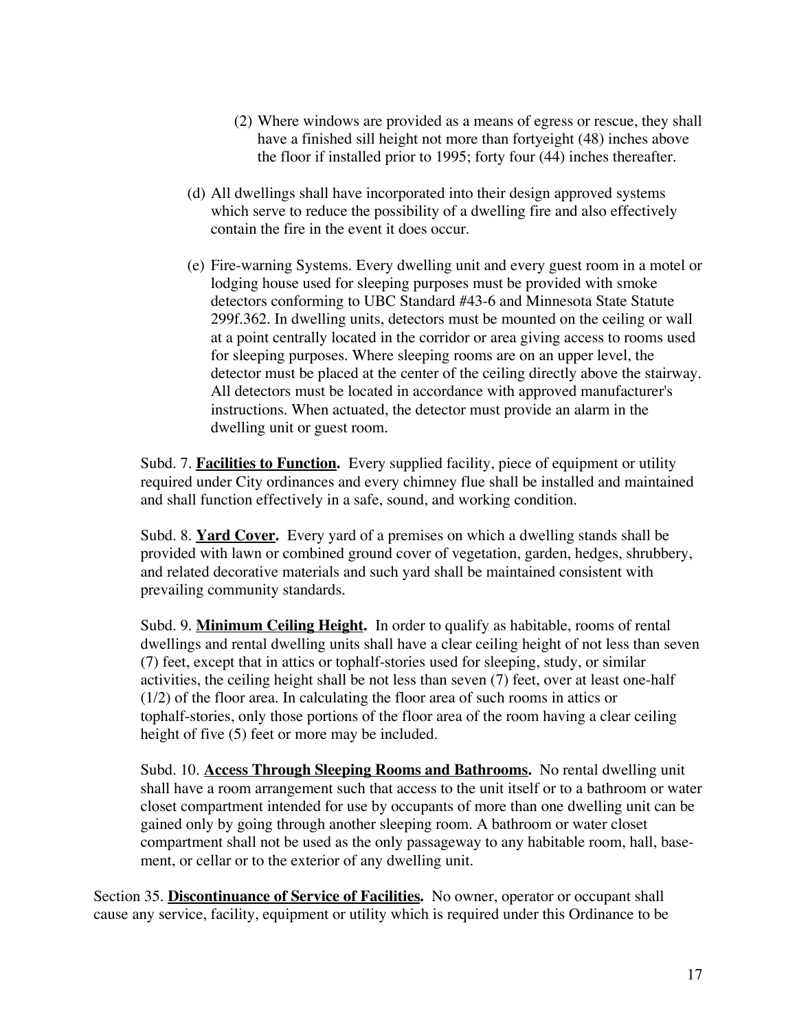(2) Where windows are provided as a means of egress or rescue, they shall have a finished sill height not more than fortyeight (48) inches above the floor if installed prior to 1995; forty four (44) inches thereafter.

(d) All dwellings shall have incorporated into their design approved systems which serve to reduce the possibility of a dwelling fire and also effectively contain the fire in the event it does occur.

(e) Fire-warning Systems. Every dwelling unit and every guest room in a motel or lodging house used for sleeping purposes must be provided with smoke detectors conforming to UBC Standard #43-6 and Minnesota State Statute 299f.362. In dwelling units, detectors must be mounted on the ceiling or wall at a point centrally located in the corridor or area giving access to rooms used for sleeping purposes. Where sleeping rooms are on an upper level, the detector must be placed at the center of the ceiling directly above the stairway. All detectors must be located in accordance with approved manufacturer's instructions. When actuated, the detector must provide an alarm in the dwelling unit or guest room.

Subd. 7. **Facilities to Function.** Every supplied facility, piece of equipment or utility required under City ordinances and every chimney flue shall be installed and maintained and shall function effectively in a safe, sound, and working condition.

Subd. 8. **Yard Cover.** Every yard of a premises on which a dwelling stands shall be provided with lawn or combined ground cover of vegetation, garden, hedges, shrubbery, and related decorative materials and such yard shall be maintained consistent with prevailing community standards.

Subd. 9. **Minimum Ceiling Height.** In order to qualify as habitable, rooms of rental dwellings and rental dwelling units shall have a clear ceiling height of not less than seven (7) feet, except that in attics or tophalf-stories used for sleeping, study, or similar activities, the ceiling height shall be not less than seven (7) feet, over at least one-half (1/2) of the floor area. In calculating the floor area of such rooms in attics or tophalf-stories, only those portions of the floor area of the room having a clear ceiling height of five (5) feet or more may be included.

Subd. 10. **Access Through Sleeping Rooms and Bathrooms.** No rental dwelling unit shall have a room arrangement such that access to the unit itself or to a bathroom or water closet compartment intended for use by occupants of more than one dwelling unit can be gained only by going through another sleeping room. A bathroom or water closet compartment shall not be used as the only passageway to any habitable room, hall, basement, or cellar or to the exterior of any dwelling unit.

Section 35. **Discontinuance of Service of Facilities.** No owner, operator or occupant shall cause any service, facility, equipment or utility which is required under this Ordinance to be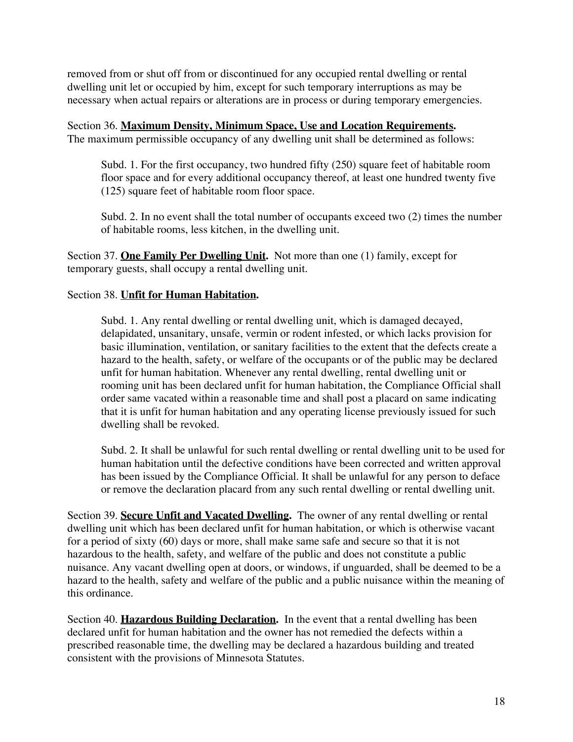removed from or shut off from or discontinued for any occupied rental dwelling or rental dwelling unit let or occupied by him, except for such temporary interruptions as may be necessary when actual repairs or alterations are in process or during temporary emergencies.

Section 36. **Maximum Density, Minimum Space, Use and Location Requirements.** The maximum permissible occupancy of any dwelling unit shall be determined as follows:

> Subd. 1. For the first occupancy, two hundred fifty (250) square feet of habitable room floor space and for every additional occupancy thereof, at least one hundred twenty five (125) square feet of habitable room floor space.
>
> Subd. 2. In no event shall the total number of occupants exceed two (2) times the number of habitable rooms, less kitchen, in the dwelling unit.

Section 37. **One Family Per Dwelling Unit.** Not more than one (1) family, except for temporary guests, shall occupy a rental dwelling unit.

Section 38. **Unfit for Human Habitation.**

> Subd. 1. Any rental dwelling or rental dwelling unit, which is damaged decayed, delapidated, unsanitary, unsafe, vermin or rodent infested, or which lacks provision for basic illumination, ventilation, or sanitary facilities to the extent that the defects create a hazard to the health, safety, or welfare of the occupants or of the public may be declared unfit for human habitation. Whenever any rental dwelling, rental dwelling unit or rooming unit has been declared unfit for human habitation, the Compliance Official shall order same vacated within a reasonable time and shall post a placard on same indicating that it is unfit for human habitation and any operating license previously issued for such dwelling shall be revoked.
>
> Subd. 2. It shall be unlawful for such rental dwelling or rental dwelling unit to be used for human habitation until the defective conditions have been corrected and written approval has been issued by the Compliance Official. It shall be unlawful for any person to deface or remove the declaration placard from any such rental dwelling or rental dwelling unit.

Section 39. **Secure Unfit and Vacated Dwelling.** The owner of any rental dwelling or rental dwelling unit which has been declared unfit for human habitation, or which is otherwise vacant for a period of sixty (60) days or more, shall make same safe and secure so that it is not hazardous to the health, safety, and welfare of the public and does not constitute a public nuisance. Any vacant dwelling open at doors, or windows, if unguarded, shall be deemed to be a hazard to the health, safety and welfare of the public and a public nuisance within the meaning of this ordinance.

Section 40. **Hazardous Building Declaration.** In the event that a rental dwelling has been declared unfit for human habitation and the owner has not remedied the defects within a prescribed reasonable time, the dwelling may be declared a hazardous building and treated consistent with the provisions of Minnesota Statutes.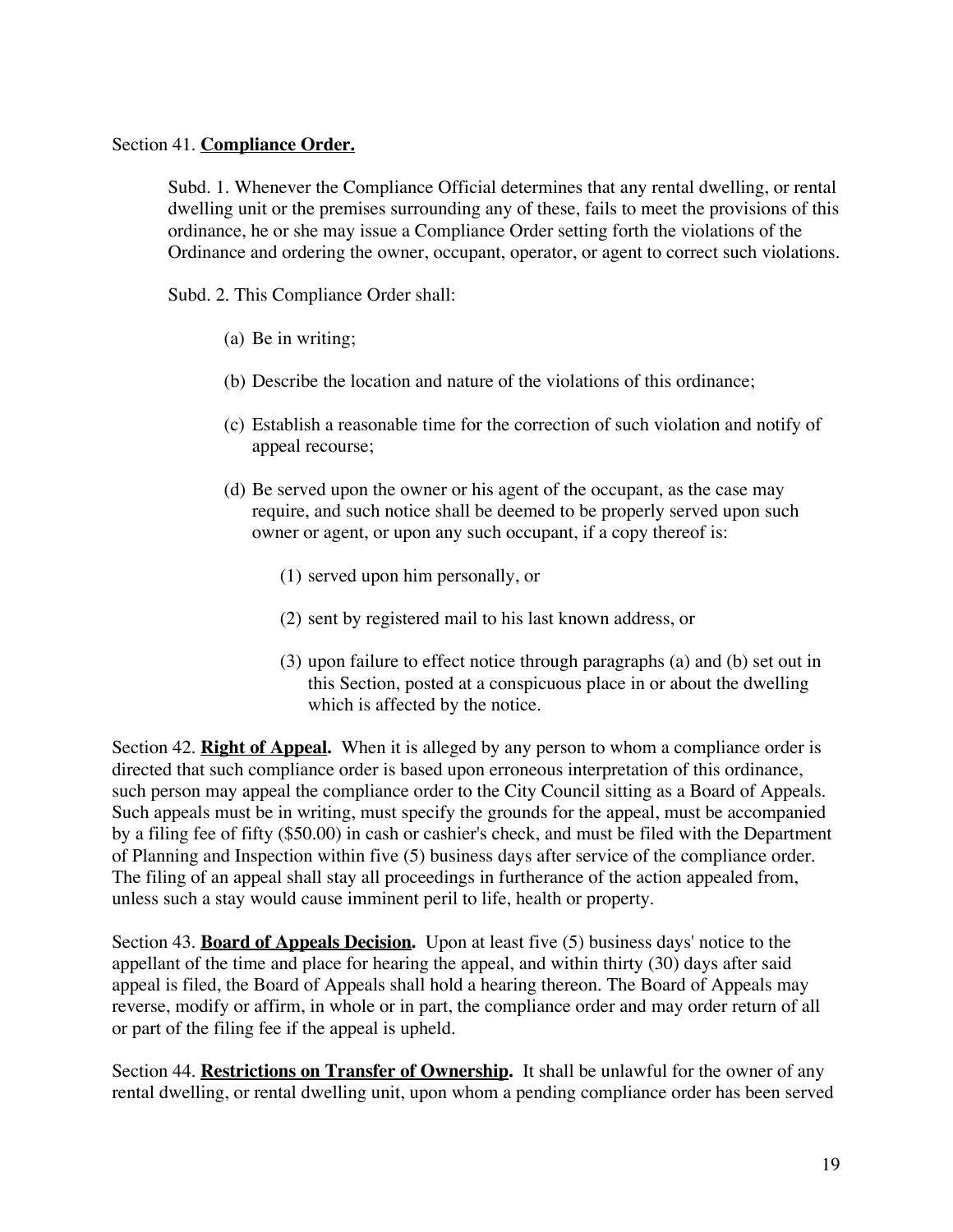Section 41. **Compliance Order.**

Subd. 1. Whenever the Compliance Official determines that any rental dwelling, or rental dwelling unit or the premises surrounding any of these, fails to meet the provisions of this ordinance, he or she may issue a Compliance Order setting forth the violations of the Ordinance and ordering the owner, occupant, operator, or agent to correct such violations.

Subd. 2. This Compliance Order shall:

(a) Be in writing;

(b) Describe the location and nature of the violations of this ordinance;

(c) Establish a reasonable time for the correction of such violation and notify of appeal recourse;

(d) Be served upon the owner or his agent of the occupant, as the case may require, and such notice shall be deemed to be properly served upon such owner or agent, or upon any such occupant, if a copy thereof is:

(1) served upon him personally, or

(2) sent by registered mail to his last known address, or

(3) upon failure to effect notice through paragraphs (a) and (b) set out in this Section, posted at a conspicuous place in or about the dwelling which is affected by the notice.

Section 42. **Right of Appeal.** When it is alleged by any person to whom a compliance order is directed that such compliance order is based upon erroneous interpretation of this ordinance, such person may appeal the compliance order to the City Council sitting as a Board of Appeals. Such appeals must be in writing, must specify the grounds for the appeal, must be accompanied by a filing fee of fifty ($50.00) in cash or cashier's check, and must be filed with the Department of Planning and Inspection within five (5) business days after service of the compliance order. The filing of an appeal shall stay all proceedings in furtherance of the action appealed from, unless such a stay would cause imminent peril to life, health or property.

Section 43. **Board of Appeals Decision.** Upon at least five (5) business days' notice to the appellant of the time and place for hearing the appeal, and within thirty (30) days after said appeal is filed, the Board of Appeals shall hold a hearing thereon. The Board of Appeals may reverse, modify or affirm, in whole or in part, the compliance order and may order return of all or part of the filing fee if the appeal is upheld.

Section 44. **Restrictions on Transfer of Ownership.** It shall be unlawful for the owner of any rental dwelling, or rental dwelling unit, upon whom a pending compliance order has been served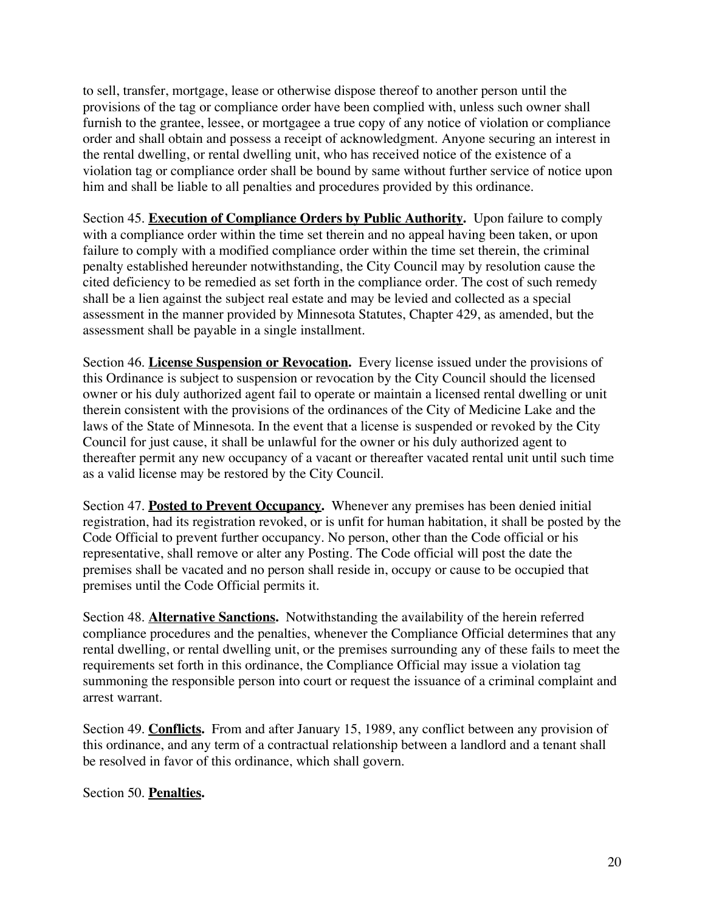to sell, transfer, mortgage, lease or otherwise dispose thereof to another person until the provisions of the tag or compliance order have been complied with, unless such owner shall furnish to the grantee, lessee, or mortgagee a true copy of any notice of violation or compliance order and shall obtain and possess a receipt of acknowledgment. Anyone securing an interest in the rental dwelling, or rental dwelling unit, who has received notice of the existence of a violation tag or compliance order shall be bound by same without further service of notice upon him and shall be liable to all penalties and procedures provided by this ordinance.

Section 45. **Execution of Compliance Orders by Public Authority.** Upon failure to comply with a compliance order within the time set therein and no appeal having been taken, or upon failure to comply with a modified compliance order within the time set therein, the criminal penalty established hereunder notwithstanding, the City Council may by resolution cause the cited deficiency to be remedied as set forth in the compliance order. The cost of such remedy shall be a lien against the subject real estate and may be levied and collected as a special assessment in the manner provided by Minnesota Statutes, Chapter 429, as amended, but the assessment shall be payable in a single installment.

Section 46. **License Suspension or Revocation.** Every license issued under the provisions of this Ordinance is subject to suspension or revocation by the City Council should the licensed owner or his duly authorized agent fail to operate or maintain a licensed rental dwelling or unit therein consistent with the provisions of the ordinances of the City of Medicine Lake and the laws of the State of Minnesota. In the event that a license is suspended or revoked by the City Council for just cause, it shall be unlawful for the owner or his duly authorized agent to thereafter permit any new occupancy of a vacant or thereafter vacated rental unit until such time as a valid license may be restored by the City Council.

Section 47. **Posted to Prevent Occupancy.** Whenever any premises has been denied initial registration, had its registration revoked, or is unfit for human habitation, it shall be posted by the Code Official to prevent further occupancy. No person, other than the Code official or his representative, shall remove or alter any Posting. The Code official will post the date the premises shall be vacated and no person shall reside in, occupy or cause to be occupied that premises until the Code Official permits it.

Section 48. **Alternative Sanctions.** Notwithstanding the availability of the herein referred compliance procedures and the penalties, whenever the Compliance Official determines that any rental dwelling, or rental dwelling unit, or the premises surrounding any of these fails to meet the requirements set forth in this ordinance, the Compliance Official may issue a violation tag summoning the responsible person into court or request the issuance of a criminal complaint and arrest warrant.

Section 49. **Conflicts.** From and after January 15, 1989, any conflict between any provision of this ordinance, and any term of a contractual relationship between a landlord and a tenant shall be resolved in favor of this ordinance, which shall govern.

Section 50. **Penalties.**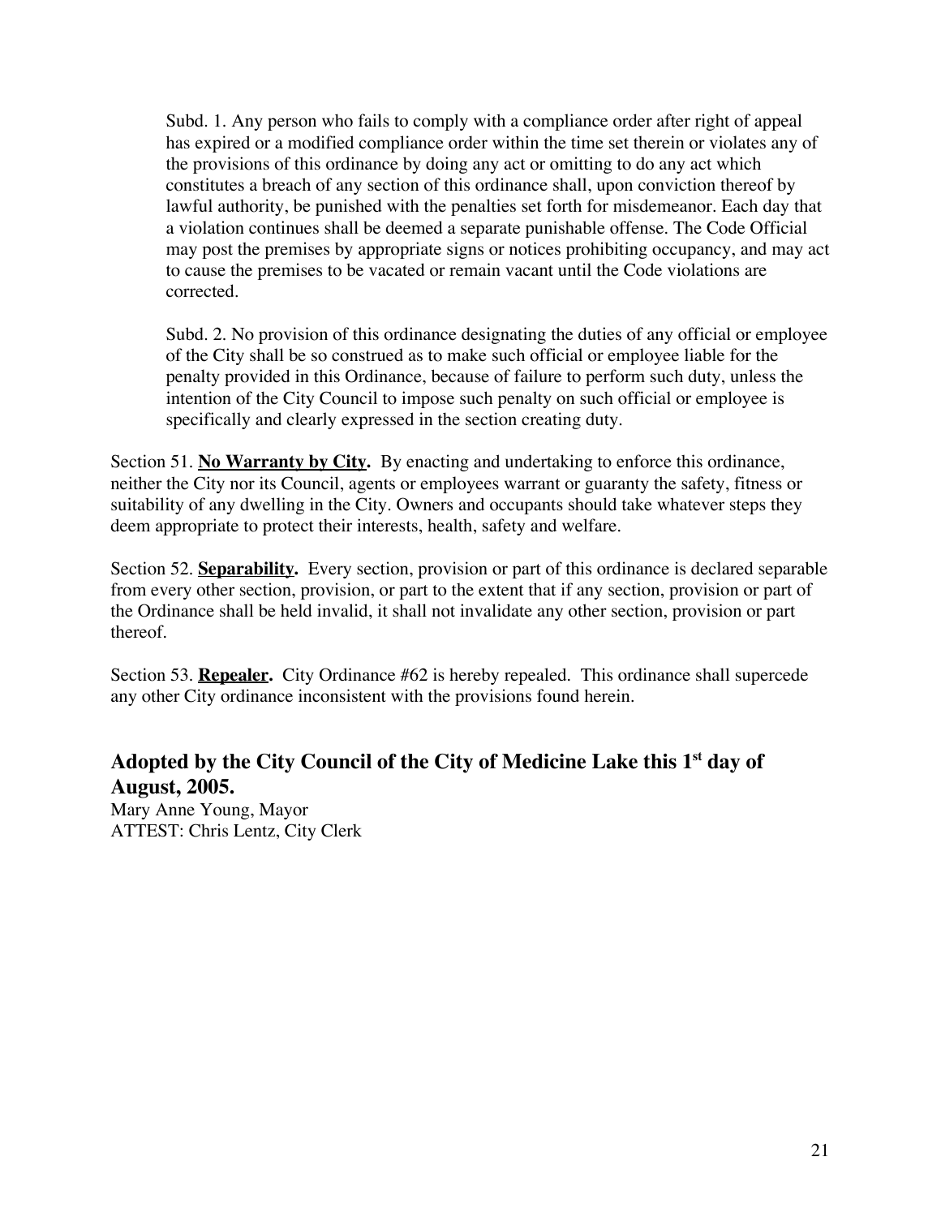Subd. 1. Any person who fails to comply with a compliance order after right of appeal has expired or a modified compliance order within the time set therein or violates any of the provisions of this ordinance by doing any act or omitting to do any act which constitutes a breach of any section of this ordinance shall, upon conviction thereof by lawful authority, be punished with the penalties set forth for misdemeanor. Each day that a violation continues shall be deemed a separate punishable offense. The Code Official may post the premises by appropriate signs or notices prohibiting occupancy, and may act to cause the premises to be vacated or remain vacant until the Code violations are corrected.

Subd. 2. No provision of this ordinance designating the duties of any official or employee of the City shall be so construed as to make such official or employee liable for the penalty provided in this Ordinance, because of failure to perform such duty, unless the intention of the City Council to impose such penalty on such official or employee is specifically and clearly expressed in the section creating duty.

Section 51. **No Warranty by City.** By enacting and undertaking to enforce this ordinance, neither the City nor its Council, agents or employees warrant or guaranty the safety, fitness or suitability of any dwelling in the City. Owners and occupants should take whatever steps they deem appropriate to protect their interests, health, safety and welfare.

Section 52. **Separability.** Every section, provision or part of this ordinance is declared separable from every other section, provision, or part to the extent that if any section, provision or part of the Ordinance shall be held invalid, it shall not invalidate any other section, provision or part thereof.

Section 53. **Repealer.** City Ordinance #62 is hereby repealed. This ordinance shall supercede any other City ordinance inconsistent with the provisions found herein.

## Adopted by the City Council of the City of Medicine Lake this 1st day of August, 2005.

Mary Anne Young, Mayor
ATTEST: Chris Lentz, City Clerk